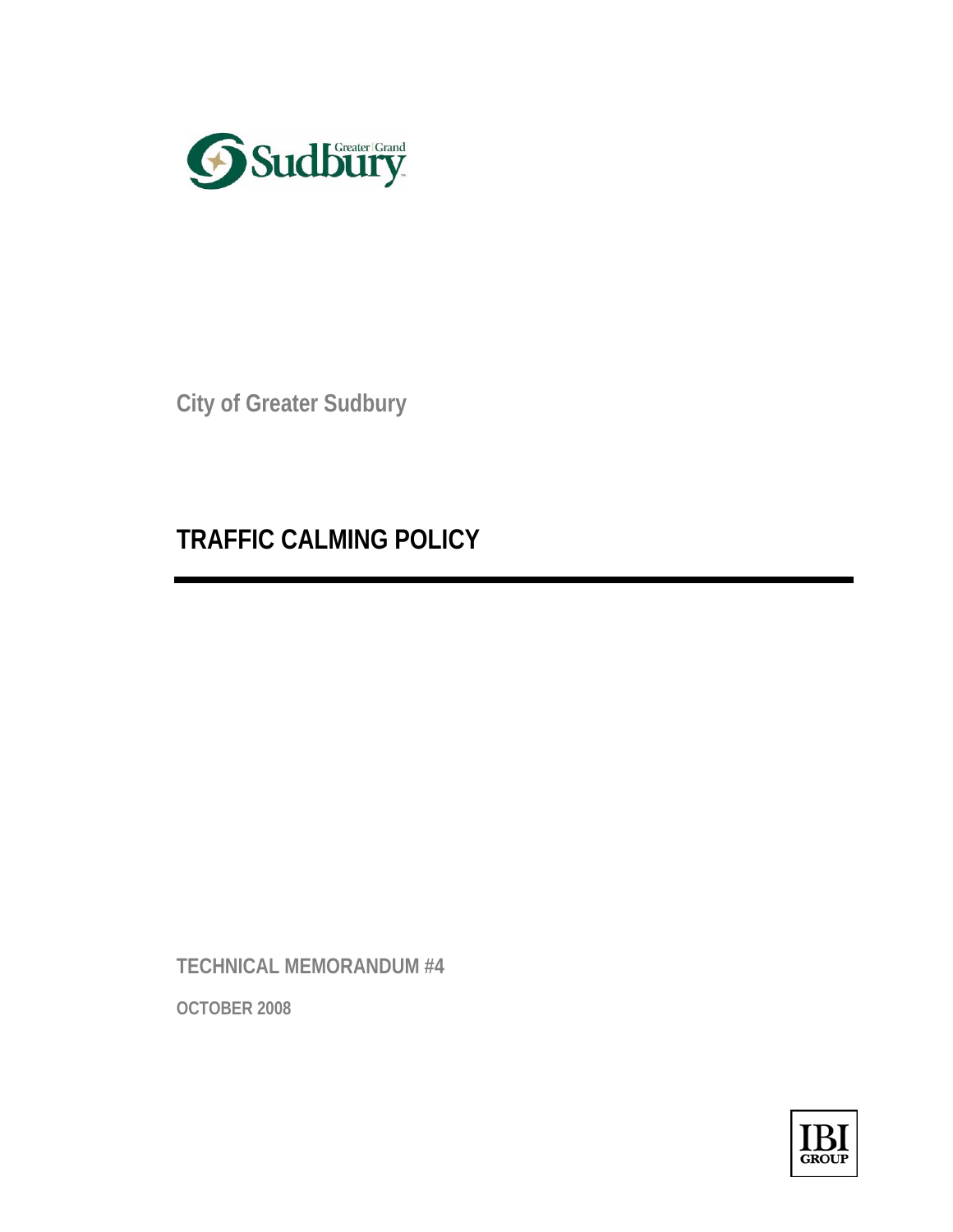City of Greater Sudbury

# TRAFFIC CALMING POLICY

TECHNICAL MEMORANDUM #4

OCTOBER 2008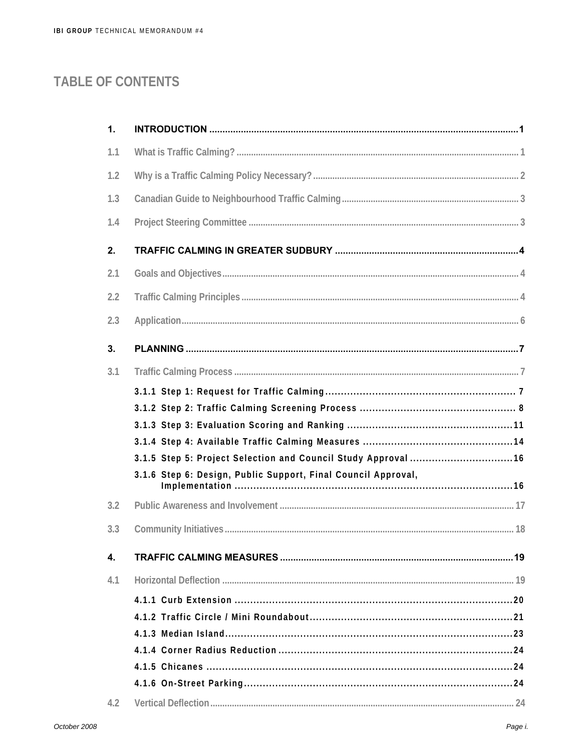# TABLE OF CONTENTS

1. **INTRODUCTION** .......... 1
   - 1.1 What is Traffic Calming? .......... 1
   - 1.2 Why is a Traffic Calming Policy Necessary? .......... 2
   - 1.3 Canadian Guide to Neighbourhood Traffic Calming .......... 3
   - 1.4 Project Steering Committee .......... 3
2. **TRAFFIC CALMING IN GREATER SUDBURY** .......... 4
   - 2.1 Goals and Objectives .......... 4
   - 2.2 Traffic Calming Principles .......... 4
   - 2.3 Application .......... 6
3. **PLANNING** .......... 7
   - 3.1 Traffic Calming Process .......... 7
     - 3.1.1 Step 1: Request for Traffic Calming .......... 7
     - 3.1.2 Step 2: Traffic Calming Screening Process .......... 8
     - 3.1.3 Step 3: Evaluation Scoring and Ranking .......... 11
     - 3.1.4 Step 4: Available Traffic Calming Measures .......... 14
     - 3.1.5 Step 5: Project Selection and Council Study Approval .......... 16
     - 3.1.6 Step 6: Design, Public Support, Final Council Approval, Implementation .......... 16
   - 3.2 Public Awareness and Involvement .......... 17
   - 3.3 Community Initiatives .......... 18
4. **TRAFFIC CALMING MEASURES** .......... 19
   - 4.1 Horizontal Deflection .......... 19
     - 4.1.1 Curb Extension .......... 20
     - 4.1.2 Traffic Circle / Mini Roundabout .......... 21
     - 4.1.3 Median Island .......... 23
     - 4.1.4 Corner Radius Reduction .......... 24
     - 4.1.5 Chicanes .......... 24
     - 4.1.6 On-Street Parking .......... 24
   - 4.2 Vertical Deflection .......... 24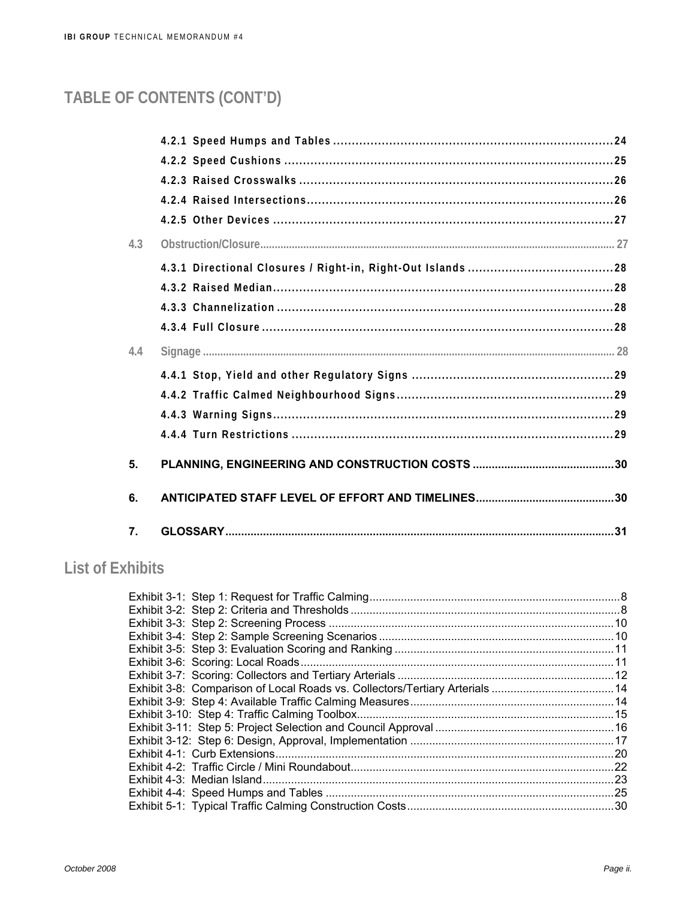# TABLE OF CONTENTS (CONT'D)

4.2.1 Speed Humps and Tables ....................................................................... 24
4.2.2 Speed Cushions ....................................................................................... 25
4.2.3 Raised Crosswalks .................................................................................. 26
4.2.4 Raised Intersections ................................................................................ 26
4.2.5 Other Devices .......................................................................................... 27

4.3 Obstruction/Closure ........................................................................................ 27

4.3.1 Directional Closures / Right-in, Right-Out Islands ..................................... 28
4.3.2 Raised Median .......................................................................................... 28
4.3.3 Channelization .......................................................................................... 28
4.3.4 Full Closure .............................................................................................. 28

4.4 Signage ............................................................................................................ 28

4.4.1 Stop, Yield and other Regulatory Signs ..................................................... 29
4.4.2 Traffic Calmed Neighbourhood Signs ........................................................ 29
4.4.3 Warning Signs ........................................................................................... 29
4.4.4 Turn Restrictions ....................................................................................... 29

**5. PLANNING, ENGINEERING AND CONSTRUCTION COSTS ..................................... 30**

**6. ANTICIPATED STAFF LEVEL OF EFFORT AND TIMELINES .................................... 30**

**7. GLOSSARY ............................................................................................................... 31**

## List of Exhibits

Exhibit 3-1: Step 1: Request for Traffic Calming ..................................................................... 8
Exhibit 3-2: Step 2: Criteria and Thresholds ........................................................................... 8
Exhibit 3-3: Step 2: Screening Process .................................................................................. 10
Exhibit 3-4: Step 2: Sample Screening Scenarios .................................................................. 10
Exhibit 3-5: Step 3: Evaluation Scoring and Ranking ............................................................. 11
Exhibit 3-6: Scoring: Local Roads ........................................................................................... 11
Exhibit 3-7: Scoring: Collectors and Tertiary Arterials ............................................................. 12
Exhibit 3-8: Comparison of Local Roads vs. Collectors/Tertiary Arterials ............................... 14
Exhibit 3-9: Step 4: Available Traffic Calming Measures ........................................................ 14
Exhibit 3-10: Step 4: Traffic Calming Toolbox ........................................................................ 15
Exhibit 3-11: Step 5: Project Selection and Council Approval ................................................ 16
Exhibit 3-12: Step 6: Design, Approval, Implementation ......................................................... 17
Exhibit 4-1: Curb Extensions .................................................................................................. 20
Exhibit 4-2: Traffic Circle / Mini Roundabout .......................................................................... 22
Exhibit 4-3: Median Island ...................................................................................................... 23
Exhibit 4-4: Speed Humps and Tables ................................................................................... 25
Exhibit 5-1: Typical Traffic Calming Construction Costs ......................................................... 30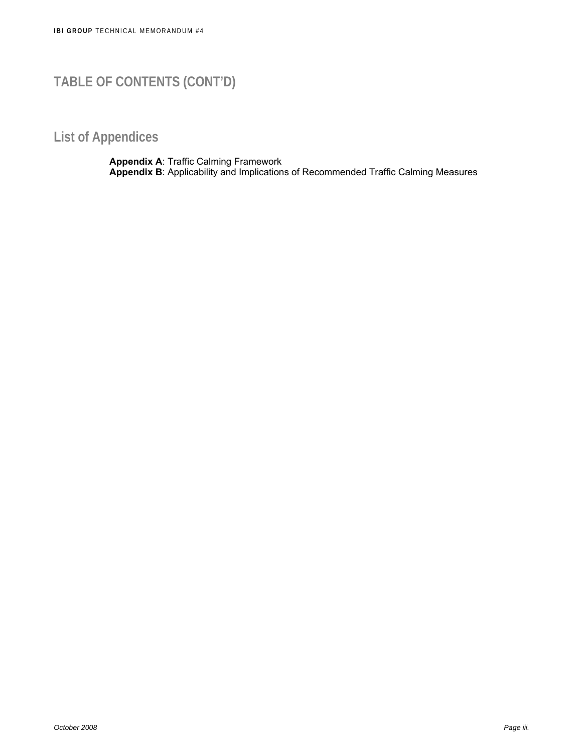# TABLE OF CONTENTS (CONT'D)

## List of Appendices

**Appendix A**: Traffic Calming Framework
**Appendix B**: Applicability and Implications of Recommended Traffic Calming Measures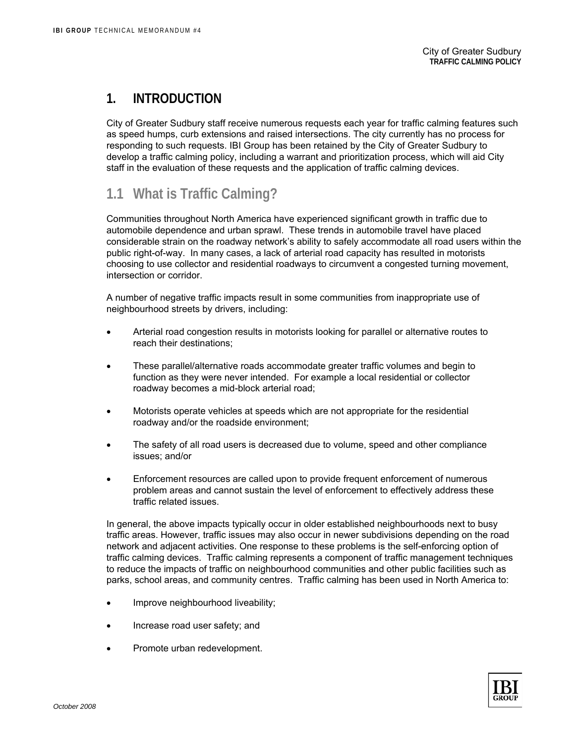# 1. INTRODUCTION

City of Greater Sudbury staff receive numerous requests each year for traffic calming features such as speed humps, curb extensions and raised intersections. The city currently has no process for responding to such requests. IBI Group has been retained by the City of Greater Sudbury to develop a traffic calming policy, including a warrant and prioritization process, which will aid City staff in the evaluation of these requests and the application of traffic calming devices.

## 1.1 What is Traffic Calming?

Communities throughout North America have experienced significant growth in traffic due to automobile dependence and urban sprawl. These trends in automobile travel have placed considerable strain on the roadway network's ability to safely accommodate all road users within the public right-of-way. In many cases, a lack of arterial road capacity has resulted in motorists choosing to use collector and residential roadways to circumvent a congested turning movement, intersection or corridor.

A number of negative traffic impacts result in some communities from inappropriate use of neighbourhood streets by drivers, including:

- Arterial road congestion results in motorists looking for parallel or alternative routes to reach their destinations;
- These parallel/alternative roads accommodate greater traffic volumes and begin to function as they were never intended. For example a local residential or collector roadway becomes a mid-block arterial road;
- Motorists operate vehicles at speeds which are not appropriate for the residential roadway and/or the roadside environment;
- The safety of all road users is decreased due to volume, speed and other compliance issues; and/or
- Enforcement resources are called upon to provide frequent enforcement of numerous problem areas and cannot sustain the level of enforcement to effectively address these traffic related issues.

In general, the above impacts typically occur in older established neighbourhoods next to busy traffic areas. However, traffic issues may also occur in newer subdivisions depending on the road network and adjacent activities. One response to these problems is the self-enforcing option of traffic calming devices. Traffic calming represents a component of traffic management techniques to reduce the impacts of traffic on neighbourhood communities and other public facilities such as parks, school areas, and community centres. Traffic calming has been used in North America to:

- Improve neighbourhood liveability;
- Increase road user safety; and
- Promote urban redevelopment.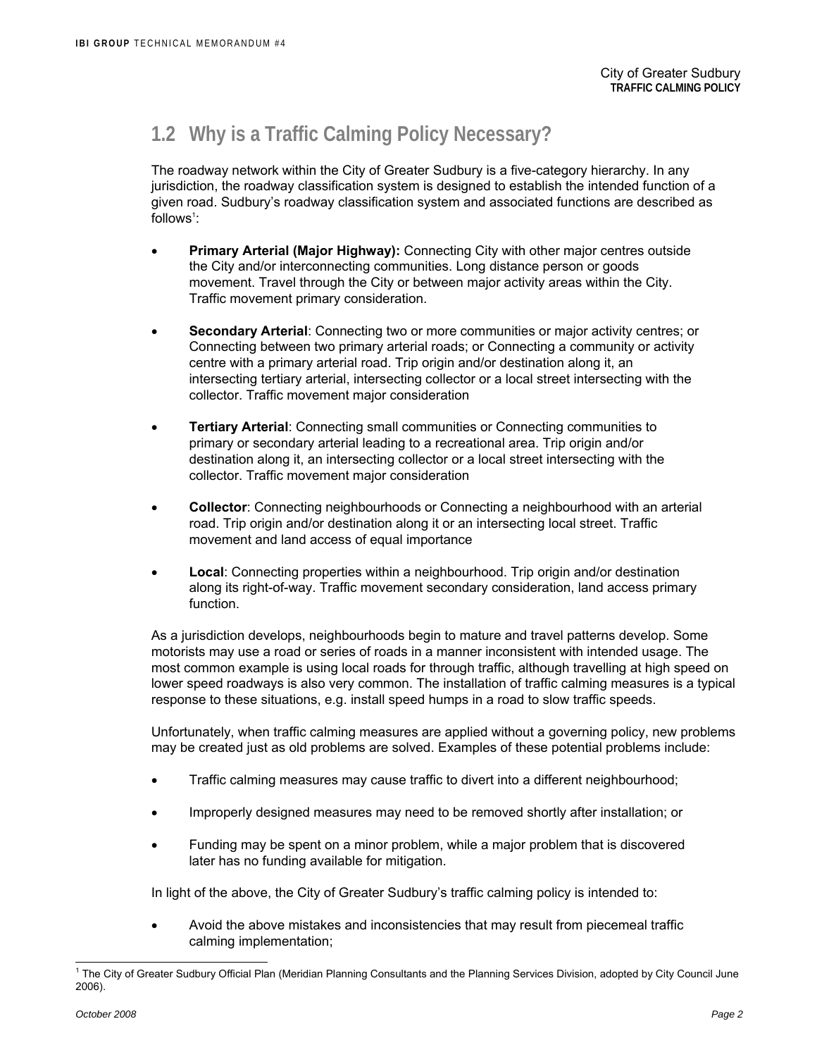## 1.2 Why is a Traffic Calming Policy Necessary?

The roadway network within the City of Greater Sudbury is a five-category hierarchy. In any jurisdiction, the roadway classification system is designed to establish the intended function of a given road. Sudbury's roadway classification system and associated functions are described as follows[1]:

- **Primary Arterial (Major Highway):** Connecting City with other major centres outside the City and/or interconnecting communities. Long distance person or goods movement. Travel through the City or between major activity areas within the City. Traffic movement primary consideration.

- **Secondary Arterial**: Connecting two or more communities or major activity centres; or Connecting between two primary arterial roads; or Connecting a community or activity centre with a primary arterial road. Trip origin and/or destination along it, an intersecting tertiary arterial, intersecting collector or a local street intersecting with the collector. Traffic movement major consideration

- **Tertiary Arterial**: Connecting small communities or Connecting communities to primary or secondary arterial leading to a recreational area. Trip origin and/or destination along it, an intersecting collector or a local street intersecting with the collector. Traffic movement major consideration

- **Collector**: Connecting neighbourhoods or Connecting a neighbourhood with an arterial road. Trip origin and/or destination along it or an intersecting local street. Traffic movement and land access of equal importance

- **Local**: Connecting properties within a neighbourhood. Trip origin and/or destination along its right-of-way. Traffic movement secondary consideration, land access primary function.

As a jurisdiction develops, neighbourhoods begin to mature and travel patterns develop. Some motorists may use a road or series of roads in a manner inconsistent with intended usage. The most common example is using local roads for through traffic, although travelling at high speed on lower speed roadways is also very common. The installation of traffic calming measures is a typical response to these situations, e.g. install speed humps in a road to slow traffic speeds.

Unfortunately, when traffic calming measures are applied without a governing policy, new problems may be created just as old problems are solved. Examples of these potential problems include:

- Traffic calming measures may cause traffic to divert into a different neighbourhood;

- Improperly designed measures may need to be removed shortly after installation; or

- Funding may be spent on a minor problem, while a major problem that is discovered later has no funding available for mitigation.

In light of the above, the City of Greater Sudbury's traffic calming policy is intended to:

- Avoid the above mistakes and inconsistencies that may result from piecemeal traffic calming implementation;

[1] The City of Greater Sudbury Official Plan (Meridian Planning Consultants and the Planning Services Division, adopted by City Council June 2006).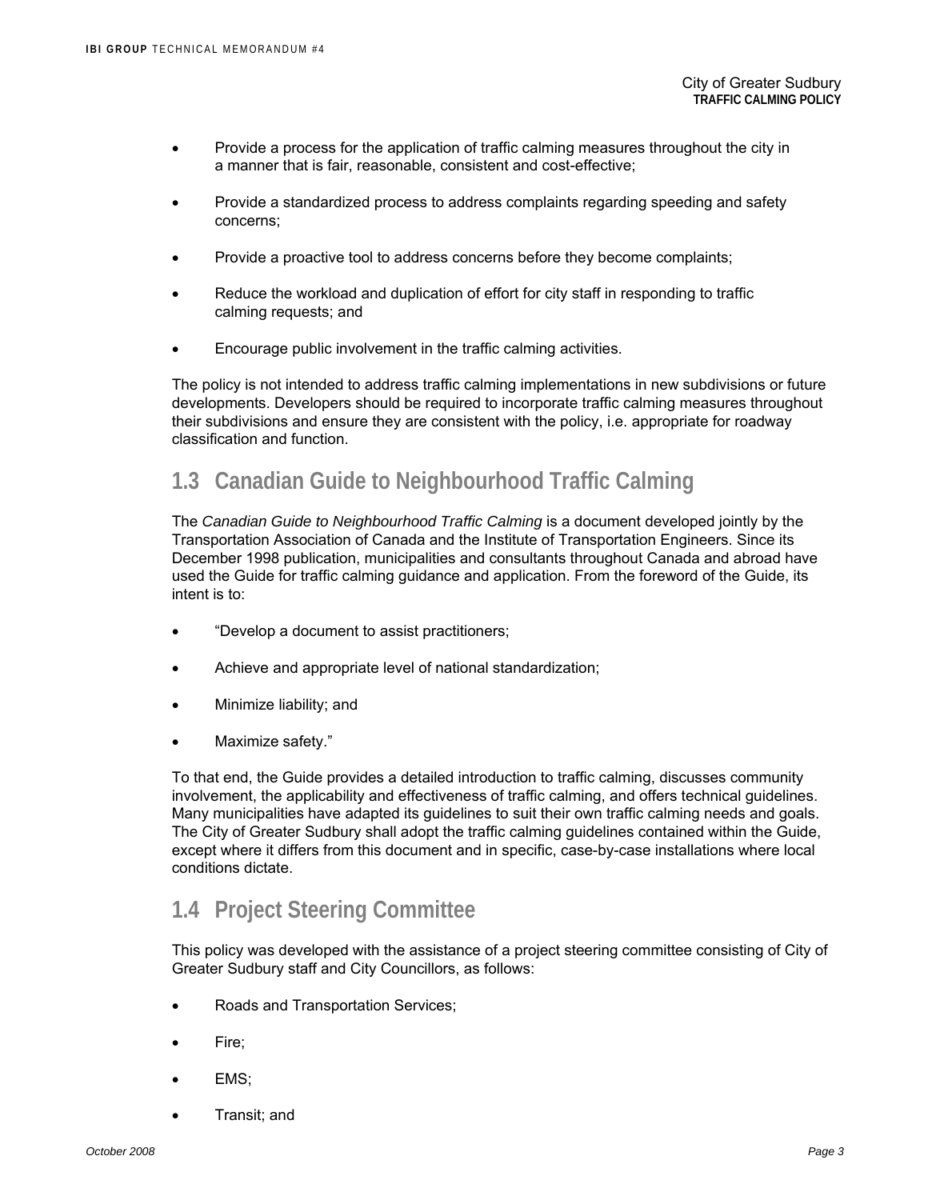- Provide a process for the application of traffic calming measures throughout the city in a manner that is fair, reasonable, consistent and cost-effective;
- Provide a standardized process to address complaints regarding speeding and safety concerns;
- Provide a proactive tool to address concerns before they become complaints;
- Reduce the workload and duplication of effort for city staff in responding to traffic calming requests; and
- Encourage public involvement in the traffic calming activities.

The policy is not intended to address traffic calming implementations in new subdivisions or future developments. Developers should be required to incorporate traffic calming measures throughout their subdivisions and ensure they are consistent with the policy, i.e. appropriate for roadway classification and function.

## 1.3 Canadian Guide to Neighbourhood Traffic Calming

The *Canadian Guide to Neighbourhood Traffic Calming* is a document developed jointly by the Transportation Association of Canada and the Institute of Transportation Engineers. Since its December 1998 publication, municipalities and consultants throughout Canada and abroad have used the Guide for traffic calming guidance and application. From the foreword of the Guide, its intent is to:

- "Develop a document to assist practitioners;
- Achieve and appropriate level of national standardization;
- Minimize liability; and
- Maximize safety."

To that end, the Guide provides a detailed introduction to traffic calming, discusses community involvement, the applicability and effectiveness of traffic calming, and offers technical guidelines. Many municipalities have adapted its guidelines to suit their own traffic calming needs and goals. The City of Greater Sudbury shall adopt the traffic calming guidelines contained within the Guide, except where it differs from this document and in specific, case-by-case installations where local conditions dictate.

## 1.4 Project Steering Committee

This policy was developed with the assistance of a project steering committee consisting of City of Greater Sudbury staff and City Councillors, as follows:

- Roads and Transportation Services;
- Fire;
- EMS;
- Transit; and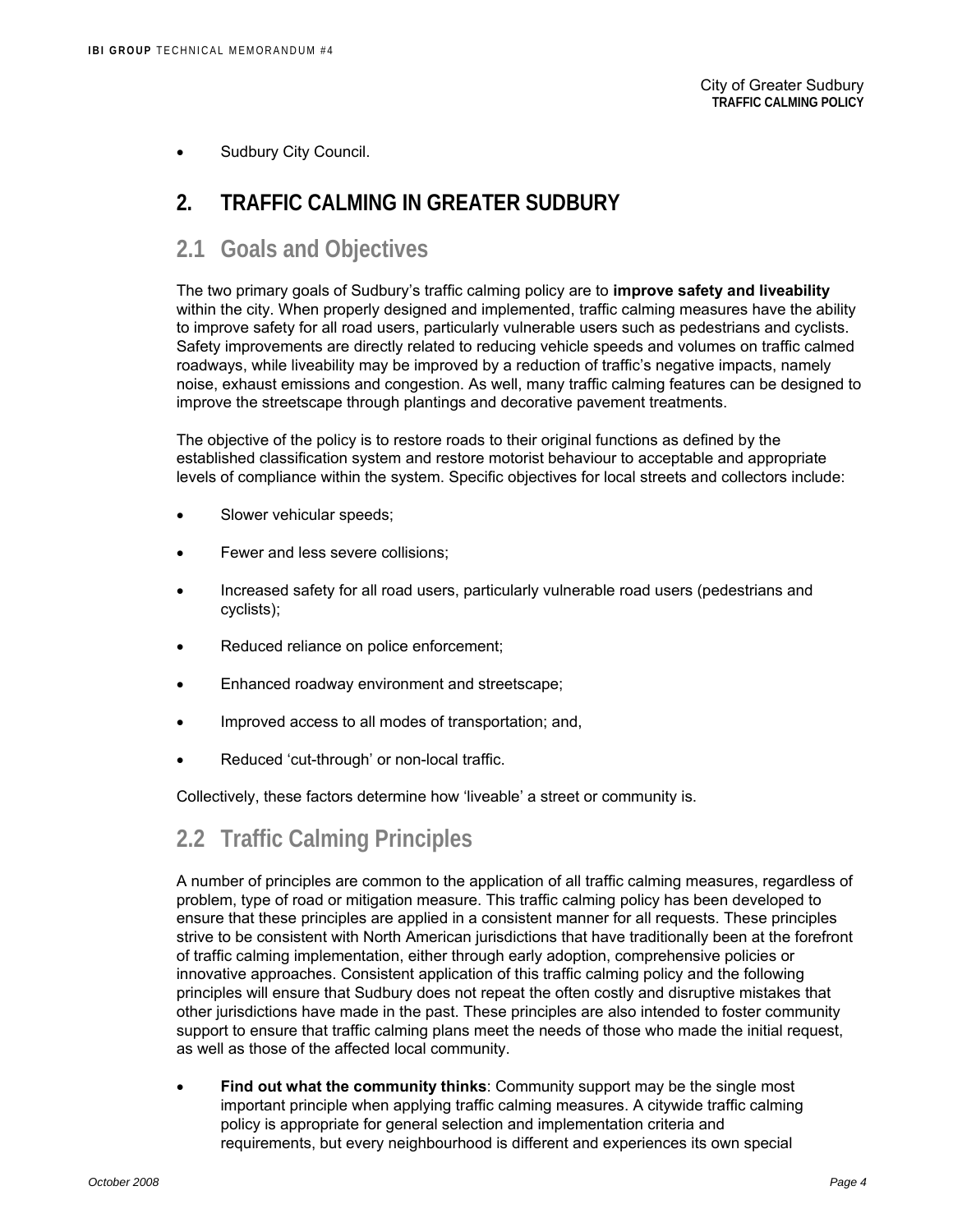- Sudbury City Council.

# 2. TRAFFIC CALMING IN GREATER SUDBURY

## 2.1 Goals and Objectives

The two primary goals of Sudbury's traffic calming policy are to **improve safety and liveability** within the city. When properly designed and implemented, traffic calming measures have the ability to improve safety for all road users, particularly vulnerable users such as pedestrians and cyclists. Safety improvements are directly related to reducing vehicle speeds and volumes on traffic calmed roadways, while liveability may be improved by a reduction of traffic's negative impacts, namely noise, exhaust emissions and congestion. As well, many traffic calming features can be designed to improve the streetscape through plantings and decorative pavement treatments.

The objective of the policy is to restore roads to their original functions as defined by the established classification system and restore motorist behaviour to acceptable and appropriate levels of compliance within the system. Specific objectives for local streets and collectors include:

- Slower vehicular speeds;
- Fewer and less severe collisions;
- Increased safety for all road users, particularly vulnerable road users (pedestrians and cyclists);
- Reduced reliance on police enforcement;
- Enhanced roadway environment and streetscape;
- Improved access to all modes of transportation; and,
- Reduced 'cut-through' or non-local traffic.

Collectively, these factors determine how 'liveable' a street or community is.

## 2.2 Traffic Calming Principles

A number of principles are common to the application of all traffic calming measures, regardless of problem, type of road or mitigation measure. This traffic calming policy has been developed to ensure that these principles are applied in a consistent manner for all requests. These principles strive to be consistent with North American jurisdictions that have traditionally been at the forefront of traffic calming implementation, either through early adoption, comprehensive policies or innovative approaches. Consistent application of this traffic calming policy and the following principles will ensure that Sudbury does not repeat the often costly and disruptive mistakes that other jurisdictions have made in the past. These principles are also intended to foster community support to ensure that traffic calming plans meet the needs of those who made the initial request, as well as those of the affected local community.

- **Find out what the community thinks**: Community support may be the single most important principle when applying traffic calming measures. A citywide traffic calming policy is appropriate for general selection and implementation criteria and requirements, but every neighbourhood is different and experiences its own special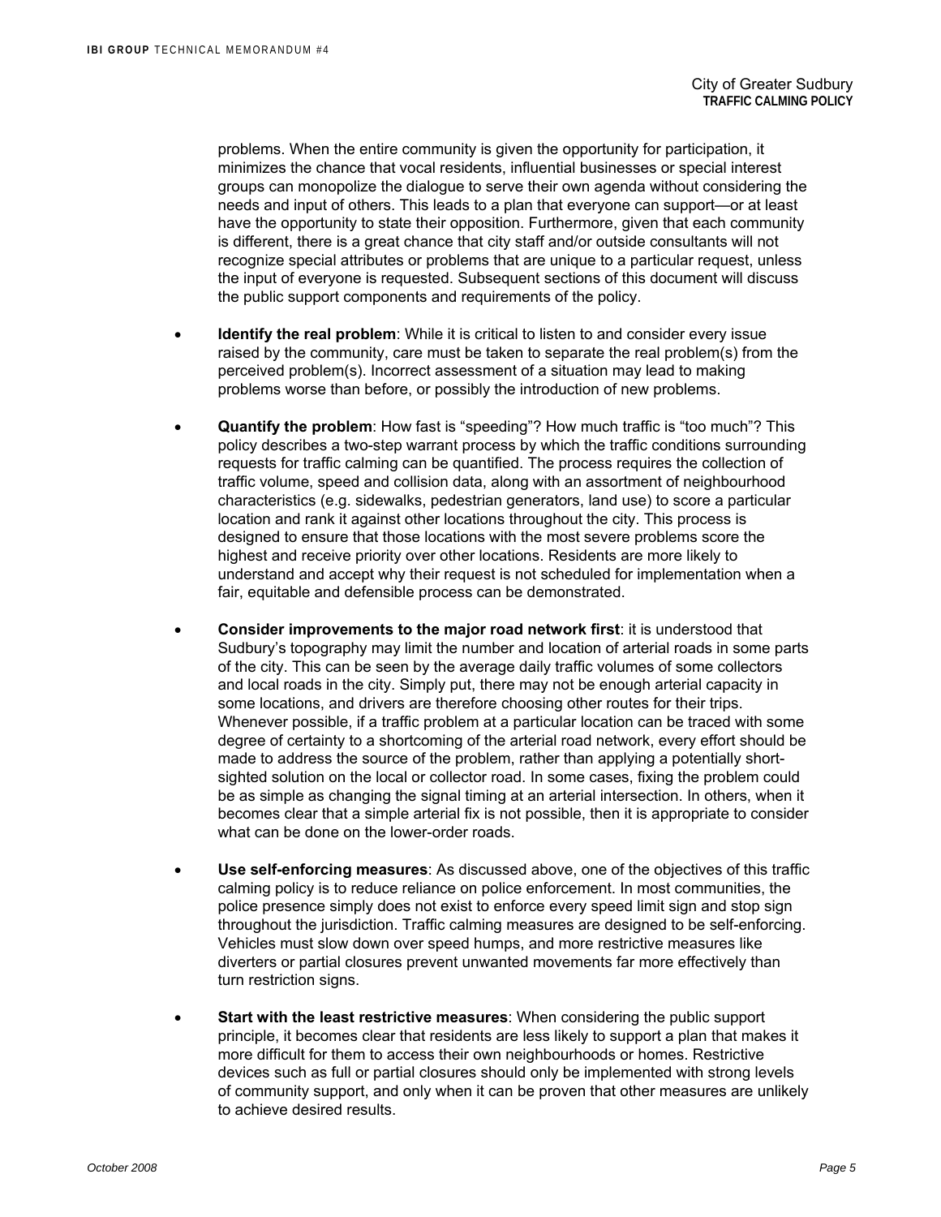problems. When the entire community is given the opportunity for participation, it minimizes the chance that vocal residents, influential businesses or special interest groups can monopolize the dialogue to serve their own agenda without considering the needs and input of others. This leads to a plan that everyone can support—or at least have the opportunity to state their opposition. Furthermore, given that each community is different, there is a great chance that city staff and/or outside consultants will not recognize special attributes or problems that are unique to a particular request, unless the input of everyone is requested. Subsequent sections of this document will discuss the public support components and requirements of the policy.

- **Identify the real problem**: While it is critical to listen to and consider every issue raised by the community, care must be taken to separate the real problem(s) from the perceived problem(s). Incorrect assessment of a situation may lead to making problems worse than before, or possibly the introduction of new problems.

- **Quantify the problem**: How fast is "speeding"? How much traffic is "too much"? This policy describes a two-step warrant process by which the traffic conditions surrounding requests for traffic calming can be quantified. The process requires the collection of traffic volume, speed and collision data, along with an assortment of neighbourhood characteristics (e.g. sidewalks, pedestrian generators, land use) to score a particular location and rank it against other locations throughout the city. This process is designed to ensure that those locations with the most severe problems score the highest and receive priority over other locations. Residents are more likely to understand and accept why their request is not scheduled for implementation when a fair, equitable and defensible process can be demonstrated.

- **Consider improvements to the major road network first**: it is understood that Sudbury's topography may limit the number and location of arterial roads in some parts of the city. This can be seen by the average daily traffic volumes of some collectors and local roads in the city. Simply put, there may not be enough arterial capacity in some locations, and drivers are therefore choosing other routes for their trips. Whenever possible, if a traffic problem at a particular location can be traced with some degree of certainty to a shortcoming of the arterial road network, every effort should be made to address the source of the problem, rather than applying a potentially short-sighted solution on the local or collector road. In some cases, fixing the problem could be as simple as changing the signal timing at an arterial intersection. In others, when it becomes clear that a simple arterial fix is not possible, then it is appropriate to consider what can be done on the lower-order roads.

- **Use self-enforcing measures**: As discussed above, one of the objectives of this traffic calming policy is to reduce reliance on police enforcement. In most communities, the police presence simply does not exist to enforce every speed limit sign and stop sign throughout the jurisdiction. Traffic calming measures are designed to be self-enforcing. Vehicles must slow down over speed humps, and more restrictive measures like diverters or partial closures prevent unwanted movements far more effectively than turn restriction signs.

- **Start with the least restrictive measures**: When considering the public support principle, it becomes clear that residents are less likely to support a plan that makes it more difficult for them to access their own neighbourhoods or homes. Restrictive devices such as full or partial closures should only be implemented with strong levels of community support, and only when it can be proven that other measures are unlikely to achieve desired results.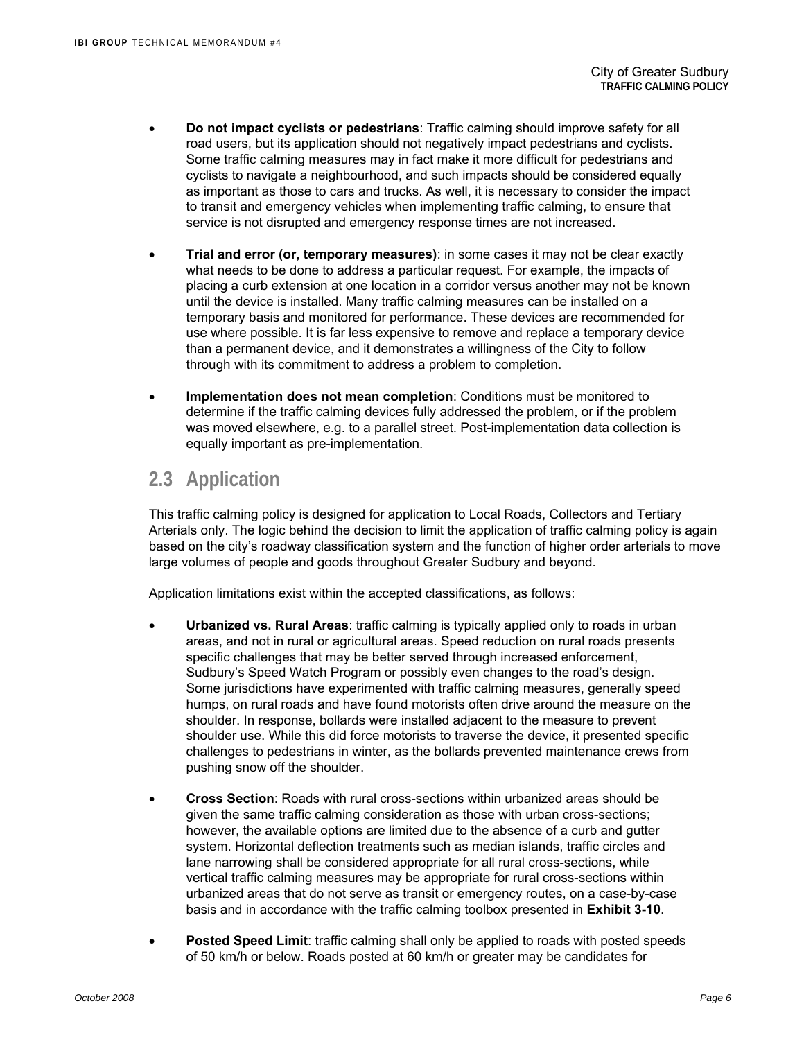- **Do not impact cyclists or pedestrians**: Traffic calming should improve safety for all road users, but its application should not negatively impact pedestrians and cyclists. Some traffic calming measures may in fact make it more difficult for pedestrians and cyclists to navigate a neighbourhood, and such impacts should be considered equally as important as those to cars and trucks. As well, it is necessary to consider the impact to transit and emergency vehicles when implementing traffic calming, to ensure that service is not disrupted and emergency response times are not increased.

- **Trial and error (or, temporary measures)**: in some cases it may not be clear exactly what needs to be done to address a particular request. For example, the impacts of placing a curb extension at one location in a corridor versus another may not be known until the device is installed. Many traffic calming measures can be installed on a temporary basis and monitored for performance. These devices are recommended for use where possible. It is far less expensive to remove and replace a temporary device than a permanent device, and it demonstrates a willingness of the City to follow through with its commitment to address a problem to completion.

- **Implementation does not mean completion**: Conditions must be monitored to determine if the traffic calming devices fully addressed the problem, or if the problem was moved elsewhere, e.g. to a parallel street. Post-implementation data collection is equally important as pre-implementation.

## 2.3 Application

This traffic calming policy is designed for application to Local Roads, Collectors and Tertiary Arterials only. The logic behind the decision to limit the application of traffic calming policy is again based on the city's roadway classification system and the function of higher order arterials to move large volumes of people and goods throughout Greater Sudbury and beyond.

Application limitations exist within the accepted classifications, as follows:

- **Urbanized vs. Rural Areas**: traffic calming is typically applied only to roads in urban areas, and not in rural or agricultural areas. Speed reduction on rural roads presents specific challenges that may be better served through increased enforcement, Sudbury's Speed Watch Program or possibly even changes to the road's design. Some jurisdictions have experimented with traffic calming measures, generally speed humps, on rural roads and have found motorists often drive around the measure on the shoulder. In response, bollards were installed adjacent to the measure to prevent shoulder use. While this did force motorists to traverse the device, it presented specific challenges to pedestrians in winter, as the bollards prevented maintenance crews from pushing snow off the shoulder.

- **Cross Section**: Roads with rural cross-sections within urbanized areas should be given the same traffic calming consideration as those with urban cross-sections; however, the available options are limited due to the absence of a curb and gutter system. Horizontal deflection treatments such as median islands, traffic circles and lane narrowing shall be considered appropriate for all rural cross-sections, while vertical traffic calming measures may be appropriate for rural cross-sections within urbanized areas that do not serve as transit or emergency routes, on a case-by-case basis and in accordance with the traffic calming toolbox presented in **Exhibit 3-10**.

- **Posted Speed Limit**: traffic calming shall only be applied to roads with posted speeds of 50 km/h or below. Roads posted at 60 km/h or greater may be candidates for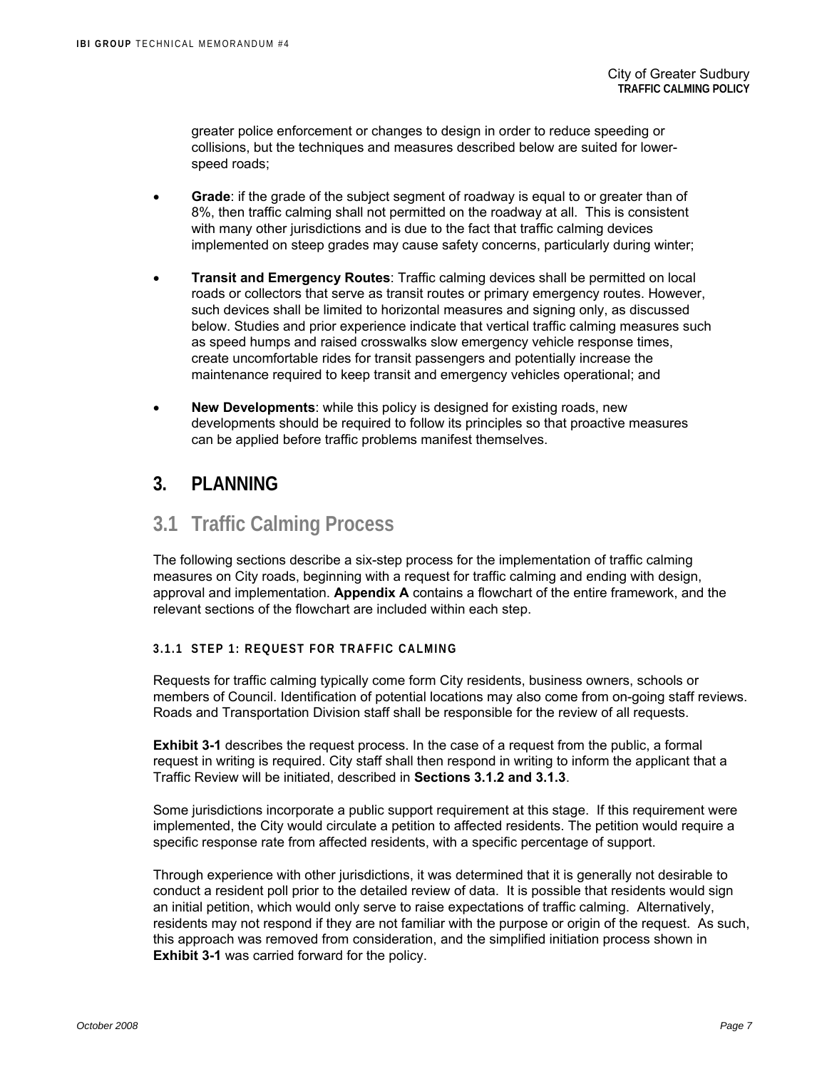greater police enforcement or changes to design in order to reduce speeding or collisions, but the techniques and measures described below are suited for lower-speed roads;

- **Grade**: if the grade of the subject segment of roadway is equal to or greater than of 8%, then traffic calming shall not permitted on the roadway at all. This is consistent with many other jurisdictions and is due to the fact that traffic calming devices implemented on steep grades may cause safety concerns, particularly during winter;

- **Transit and Emergency Routes**: Traffic calming devices shall be permitted on local roads or collectors that serve as transit routes or primary emergency routes. However, such devices shall be limited to horizontal measures and signing only, as discussed below. Studies and prior experience indicate that vertical traffic calming measures such as speed humps and raised crosswalks slow emergency vehicle response times, create uncomfortable rides for transit passengers and potentially increase the maintenance required to keep transit and emergency vehicles operational; and

- **New Developments**: while this policy is designed for existing roads, new developments should be required to follow its principles so that proactive measures can be applied before traffic problems manifest themselves.

# 3. PLANNING

## 3.1 Traffic Calming Process

The following sections describe a six-step process for the implementation of traffic calming measures on City roads, beginning with a request for traffic calming and ending with design, approval and implementation. **Appendix A** contains a flowchart of the entire framework, and the relevant sections of the flowchart are included within each step.

### 3.1.1 STEP 1: REQUEST FOR TRAFFIC CALMING

Requests for traffic calming typically come form City residents, business owners, schools or members of Council. Identification of potential locations may also come from on-going staff reviews. Roads and Transportation Division staff shall be responsible for the review of all requests.

**Exhibit 3-1** describes the request process. In the case of a request from the public, a formal request in writing is required. City staff shall then respond in writing to inform the applicant that a Traffic Review will be initiated, described in **Sections 3.1.2 and 3.1.3**.

Some jurisdictions incorporate a public support requirement at this stage. If this requirement were implemented, the City would circulate a petition to affected residents. The petition would require a specific response rate from affected residents, with a specific percentage of support.

Through experience with other jurisdictions, it was determined that it is generally not desirable to conduct a resident poll prior to the detailed review of data. It is possible that residents would sign an initial petition, which would only serve to raise expectations of traffic calming. Alternatively, residents may not respond if they are not familiar with the purpose or origin of the request. As such, this approach was removed from consideration, and the simplified initiation process shown in **Exhibit 3-1** was carried forward for the policy.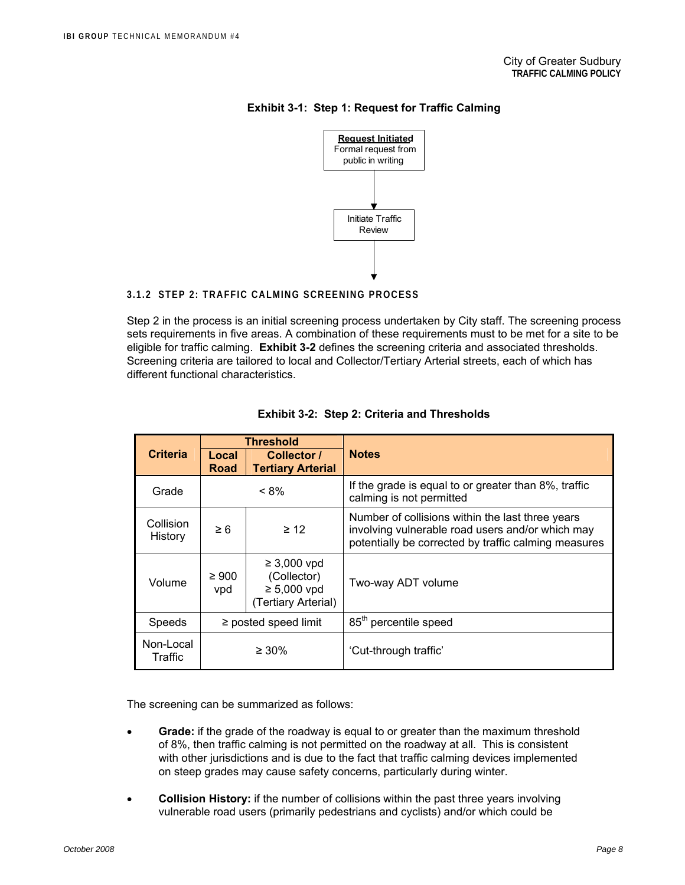**Exhibit 3-1: Step 1: Request for Traffic Calming**

**Request Initiated**
Formal request from public in writing

↓

Initiate Traffic Review

↓

### 3.1.2 STEP 2: TRAFFIC CALMING SCREENING PROCESS

Step 2 in the process is an initial screening process undertaken by City staff. The screening process sets requirements in five areas. A combination of these requirements must to be met for a site to be eligible for traffic calming. **Exhibit 3-2** defines the screening criteria and associated thresholds. Screening criteria are tailored to local and Collector/Tertiary Arterial streets, each of which has different functional characteristics.

**Exhibit 3-2: Step 2: Criteria and Thresholds**

| Criteria | Threshold | | Notes |
|---|---|---|---|
| | Local Road | Collector / Tertiary Arterial | |
| Grade | < 8% | | If the grade is equal to or greater than 8%, traffic calming is not permitted |
| Collision History | ≥ 6 | ≥ 12 | Number of collisions within the last three years involving vulnerable road users and/or which may potentially be corrected by traffic calming measures |
| Volume | ≥ 900 vpd | ≥ 3,000 vpd (Collector) ≥ 5,000 vpd (Tertiary Arterial) | Two-way ADT volume |
| Speeds | ≥ posted speed limit | | 85th percentile speed |
| Non-Local Traffic | ≥ 30% | | 'Cut-through traffic' |

The screening can be summarized as follows:

- **Grade:** if the grade of the roadway is equal to or greater than the maximum threshold of 8%, then traffic calming is not permitted on the roadway at all. This is consistent with other jurisdictions and is due to the fact that traffic calming devices implemented on steep grades may cause safety concerns, particularly during winter.
- **Collision History:** if the number of collisions within the past three years involving vulnerable road users (primarily pedestrians and cyclists) and/or which could be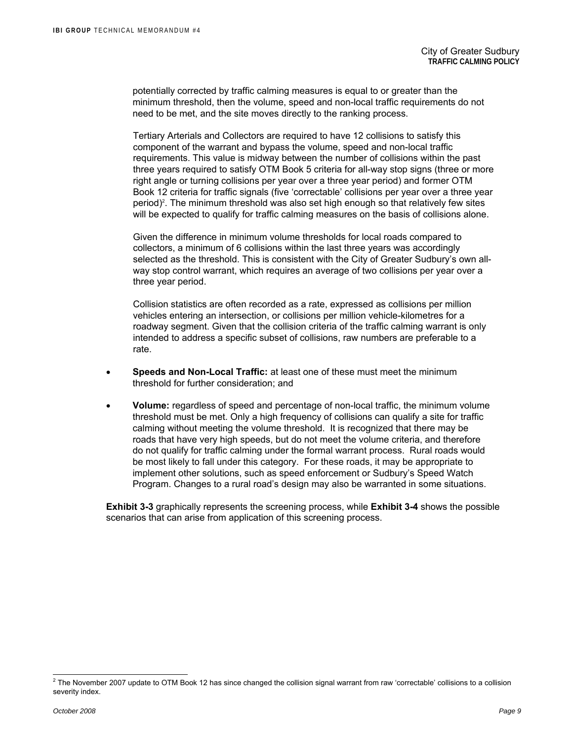potentially corrected by traffic calming measures is equal to or greater than the minimum threshold, then the volume, speed and non-local traffic requirements do not need to be met, and the site moves directly to the ranking process.

Tertiary Arterials and Collectors are required to have 12 collisions to satisfy this component of the warrant and bypass the volume, speed and non-local traffic requirements. This value is midway between the number of collisions within the past three years required to satisfy OTM Book 5 criteria for all-way stop signs (three or more right angle or turning collisions per year over a three year period) and former OTM Book 12 criteria for traffic signals (five 'correctable' collisions per year over a three year period)[2]. The minimum threshold was also set high enough so that relatively few sites will be expected to qualify for traffic calming measures on the basis of collisions alone.

Given the difference in minimum volume thresholds for local roads compared to collectors, a minimum of 6 collisions within the last three years was accordingly selected as the threshold. This is consistent with the City of Greater Sudbury's own all-way stop control warrant, which requires an average of two collisions per year over a three year period.

Collision statistics are often recorded as a rate, expressed as collisions per million vehicles entering an intersection, or collisions per million vehicle-kilometres for a roadway segment. Given that the collision criteria of the traffic calming warrant is only intended to address a specific subset of collisions, raw numbers are preferable to a rate.

- **Speeds and Non-Local Traffic:** at least one of these must meet the minimum threshold for further consideration; and
- **Volume:** regardless of speed and percentage of non-local traffic, the minimum volume threshold must be met. Only a high frequency of collisions can qualify a site for traffic calming without meeting the volume threshold. It is recognized that there may be roads that have very high speeds, but do not meet the volume criteria, and therefore do not qualify for traffic calming under the formal warrant process. Rural roads would be most likely to fall under this category. For these roads, it may be appropriate to implement other solutions, such as speed enforcement or Sudbury's Speed Watch Program. Changes to a rural road's design may also be warranted in some situations.

**Exhibit 3-3** graphically represents the screening process, while **Exhibit 3-4** shows the possible scenarios that can arise from application of this screening process.

---

[2] The November 2007 update to OTM Book 12 has since changed the collision signal warrant from raw 'correctable' collisions to a collision severity index.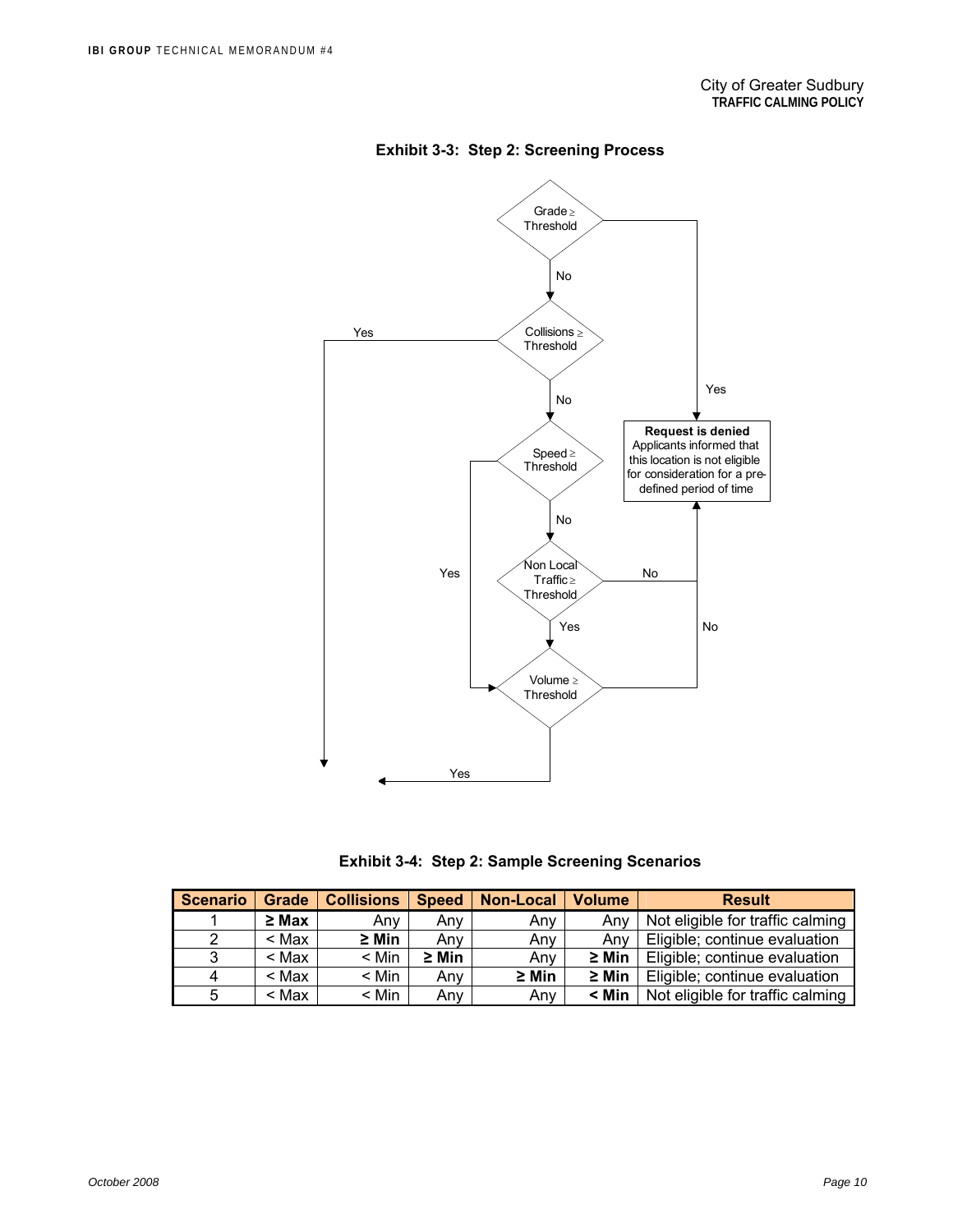**Exhibit 3-3: Step 2: Screening Process**

Grade ≥ Threshold

No

Collisions ≥ Threshold

Yes

No

Yes

Speed ≥ Threshold

**Request is denied**
Applicants informed that this location is not eligible for consideration for a pre-defined period of time

No

Yes

Non Local Traffic ≥ Threshold

No

Yes

No

Volume ≥ Threshold

Yes

**Exhibit 3-4: Step 2: Sample Screening Scenarios**

| Scenario | Grade | Collisions | Speed | Non-Local | Volume | Result |
|---|---|---|---|---|---|---|
| 1 | **≥ Max** | Any | Any | Any | Any | Not eligible for traffic calming |
| 2 | < Max | **≥ Min** | Any | Any | Any | Eligible; continue evaluation |
| 3 | < Max | < Min | **≥ Min** | Any | **≥ Min** | Eligible; continue evaluation |
| 4 | < Max | < Min | Any | **≥ Min** | **≥ Min** | Eligible; continue evaluation |
| 5 | < Max | < Min | Any | Any | **< Min** | Not eligible for traffic calming |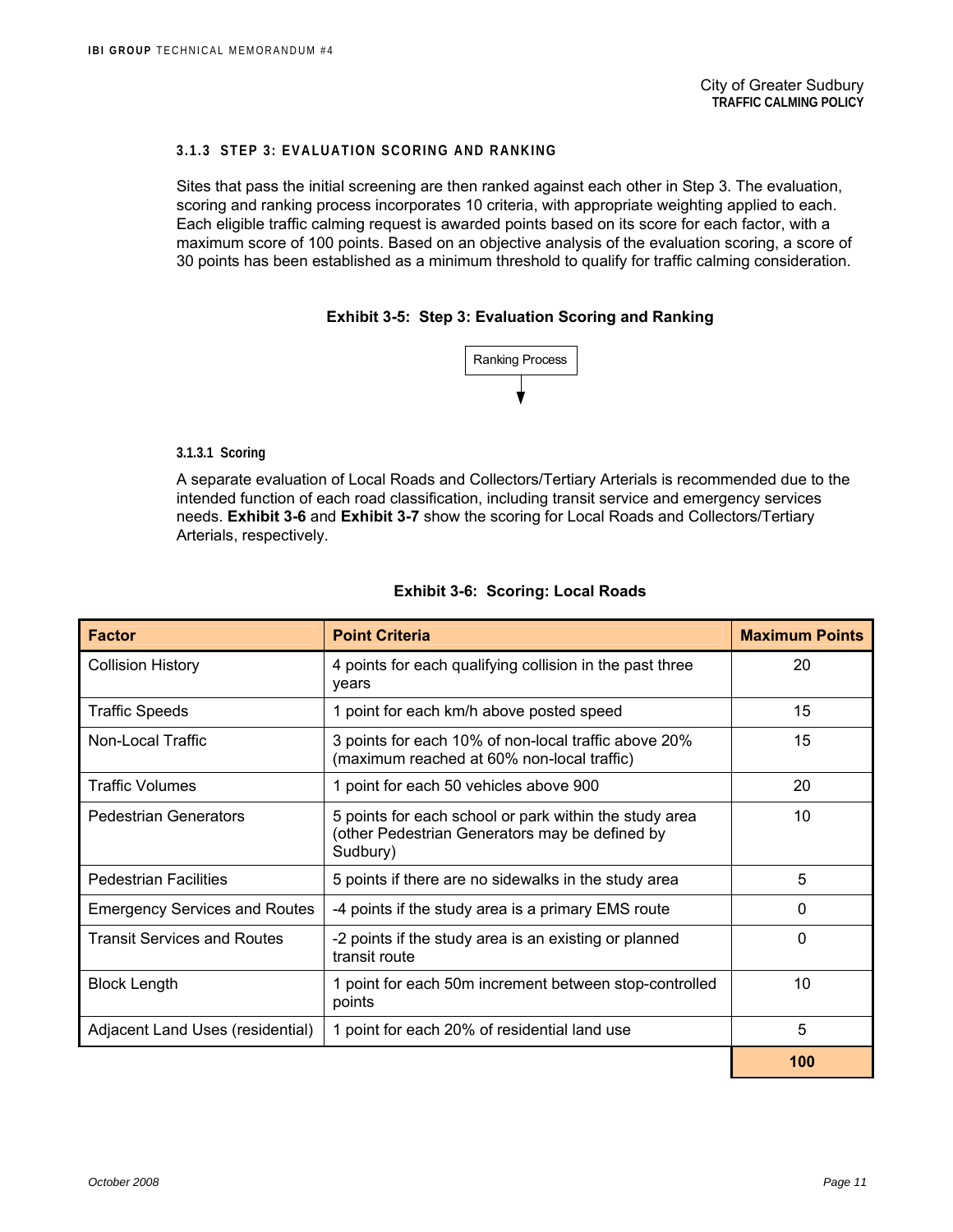### 3.1.3 STEP 3: EVALUATION SCORING AND RANKING

Sites that pass the initial screening are then ranked against each other in Step 3. The evaluation, scoring and ranking process incorporates 10 criteria, with appropriate weighting applied to each. Each eligible traffic calming request is awarded points based on its score for each factor, with a maximum score of 100 points. Based on an objective analysis of the evaluation scoring, a score of 30 points has been established as a minimum threshold to qualify for traffic calming consideration.

**Exhibit 3-5: Step 3: Evaluation Scoring and Ranking**

Ranking Process

#### 3.1.3.1 Scoring

A separate evaluation of Local Roads and Collectors/Tertiary Arterials is recommended due to the intended function of each road classification, including transit service and emergency services needs. **Exhibit 3-6** and **Exhibit 3-7** show the scoring for Local Roads and Collectors/Tertiary Arterials, respectively.

**Exhibit 3-6: Scoring: Local Roads**

| Factor | Point Criteria | Maximum Points |
|---|---|---|
| Collision History | 4 points for each qualifying collision in the past three years | 20 |
| Traffic Speeds | 1 point for each km/h above posted speed | 15 |
| Non-Local Traffic | 3 points for each 10% of non-local traffic above 20% (maximum reached at 60% non-local traffic) | 15 |
| Traffic Volumes | 1 point for each 50 vehicles above 900 | 20 |
| Pedestrian Generators | 5 points for each school or park within the study area (other Pedestrian Generators may be defined by Sudbury) | 10 |
| Pedestrian Facilities | 5 points if there are no sidewalks in the study area | 5 |
| Emergency Services and Routes | -4 points if the study area is a primary EMS route | 0 |
| Transit Services and Routes | -2 points if the study area is an existing or planned transit route | 0 |
| Block Length | 1 point for each 50m increment between stop-controlled points | 10 |
| Adjacent Land Uses (residential) | 1 point for each 20% of residential land use | 5 |
| | | **100** |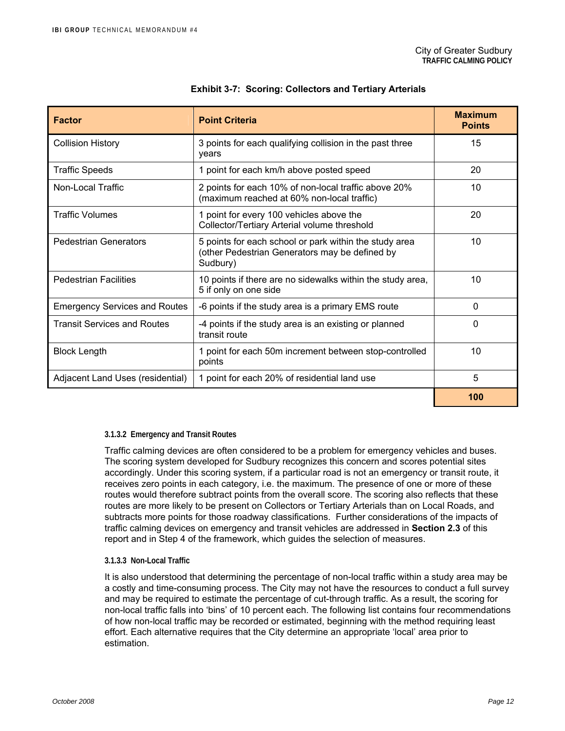**Exhibit 3-7: Scoring: Collectors and Tertiary Arterials**

| Factor | Point Criteria | Maximum Points |
|---|---|---|
| Collision History | 3 points for each qualifying collision in the past three years | 15 |
| Traffic Speeds | 1 point for each km/h above posted speed | 20 |
| Non-Local Traffic | 2 points for each 10% of non-local traffic above 20% (maximum reached at 60% non-local traffic) | 10 |
| Traffic Volumes | 1 point for every 100 vehicles above the Collector/Tertiary Arterial volume threshold | 20 |
| Pedestrian Generators | 5 points for each school or park within the study area (other Pedestrian Generators may be defined by Sudbury) | 10 |
| Pedestrian Facilities | 10 points if there are no sidewalks within the study area, 5 if only on one side | 10 |
| Emergency Services and Routes | -6 points if the study area is a primary EMS route | 0 |
| Transit Services and Routes | -4 points if the study area is an existing or planned transit route | 0 |
| Block Length | 1 point for each 50m increment between stop-controlled points | 10 |
| Adjacent Land Uses (residential) | 1 point for each 20% of residential land use | 5 |
| | | **100** |

#### 3.1.3.2 Emergency and Transit Routes

Traffic calming devices are often considered to be a problem for emergency vehicles and buses. The scoring system developed for Sudbury recognizes this concern and scores potential sites accordingly. Under this scoring system, if a particular road is not an emergency or transit route, it receives zero points in each category, i.e. the maximum. The presence of one or more of these routes would therefore subtract points from the overall score. The scoring also reflects that these routes are more likely to be present on Collectors or Tertiary Arterials than on Local Roads, and subtracts more points for those roadway classifications. Further considerations of the impacts of traffic calming devices on emergency and transit vehicles are addressed in **Section 2.3** of this report and in Step 4 of the framework, which guides the selection of measures.

#### 3.1.3.3 Non-Local Traffic

It is also understood that determining the percentage of non-local traffic within a study area may be a costly and time-consuming process. The City may not have the resources to conduct a full survey and may be required to estimate the percentage of cut-through traffic. As a result, the scoring for non-local traffic falls into 'bins' of 10 percent each. The following list contains four recommendations of how non-local traffic may be recorded or estimated, beginning with the method requiring least effort. Each alternative requires that the City determine an appropriate 'local' area prior to estimation.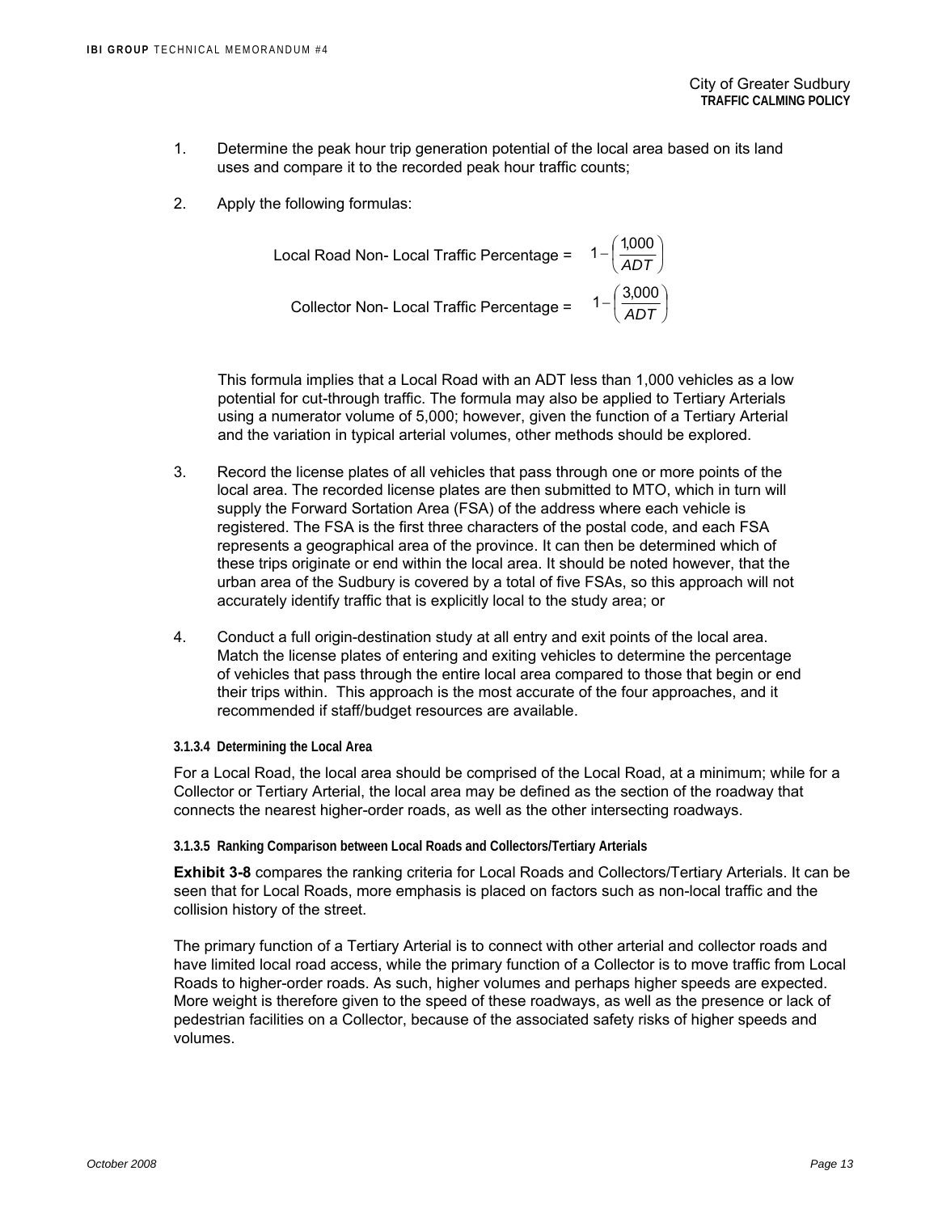1. Determine the peak hour trip generation potential of the local area based on its land uses and compare it to the recorded peak hour traffic counts;

2. Apply the following formulas:

$$\text{Local Road Non- Local Traffic Percentage} = 1-\left(\frac{1{,}000}{ADT}\right)$$

$$\text{Collector Non- Local Traffic Percentage} = 1-\left(\frac{3{,}000}{ADT}\right)$$

   This formula implies that a Local Road with an ADT less than 1,000 vehicles as a low potential for cut-through traffic. The formula may also be applied to Tertiary Arterials using a numerator volume of 5,000; however, given the function of a Tertiary Arterial and the variation in typical arterial volumes, other methods should be explored.

3. Record the license plates of all vehicles that pass through one or more points of the local area. The recorded license plates are then submitted to MTO, which in turn will supply the Forward Sortation Area (FSA) of the address where each vehicle is registered. The FSA is the first three characters of the postal code, and each FSA represents a geographical area of the province. It can then be determined which of these trips originate or end within the local area. It should be noted however, that the urban area of the Sudbury is covered by a total of five FSAs, so this approach will not accurately identify traffic that is explicitly local to the study area; or

4. Conduct a full origin-destination study at all entry and exit points of the local area. Match the license plates of entering and exiting vehicles to determine the percentage of vehicles that pass through the entire local area compared to those that begin or end their trips within. This approach is the most accurate of the four approaches, and it recommended if staff/budget resources are available.

#### 3.1.3.4 Determining the Local Area

For a Local Road, the local area should be comprised of the Local Road, at a minimum; while for a Collector or Tertiary Arterial, the local area may be defined as the section of the roadway that connects the nearest higher-order roads, as well as the other intersecting roadways.

#### 3.1.3.5 Ranking Comparison between Local Roads and Collectors/Tertiary Arterials

**Exhibit 3-8** compares the ranking criteria for Local Roads and Collectors/Tertiary Arterials. It can be seen that for Local Roads, more emphasis is placed on factors such as non-local traffic and the collision history of the street.

The primary function of a Tertiary Arterial is to connect with other arterial and collector roads and have limited local road access, while the primary function of a Collector is to move traffic from Local Roads to higher-order roads. As such, higher volumes and perhaps higher speeds are expected. More weight is therefore given to the speed of these roadways, as well as the presence or lack of pedestrian facilities on a Collector, because of the associated safety risks of higher speeds and volumes.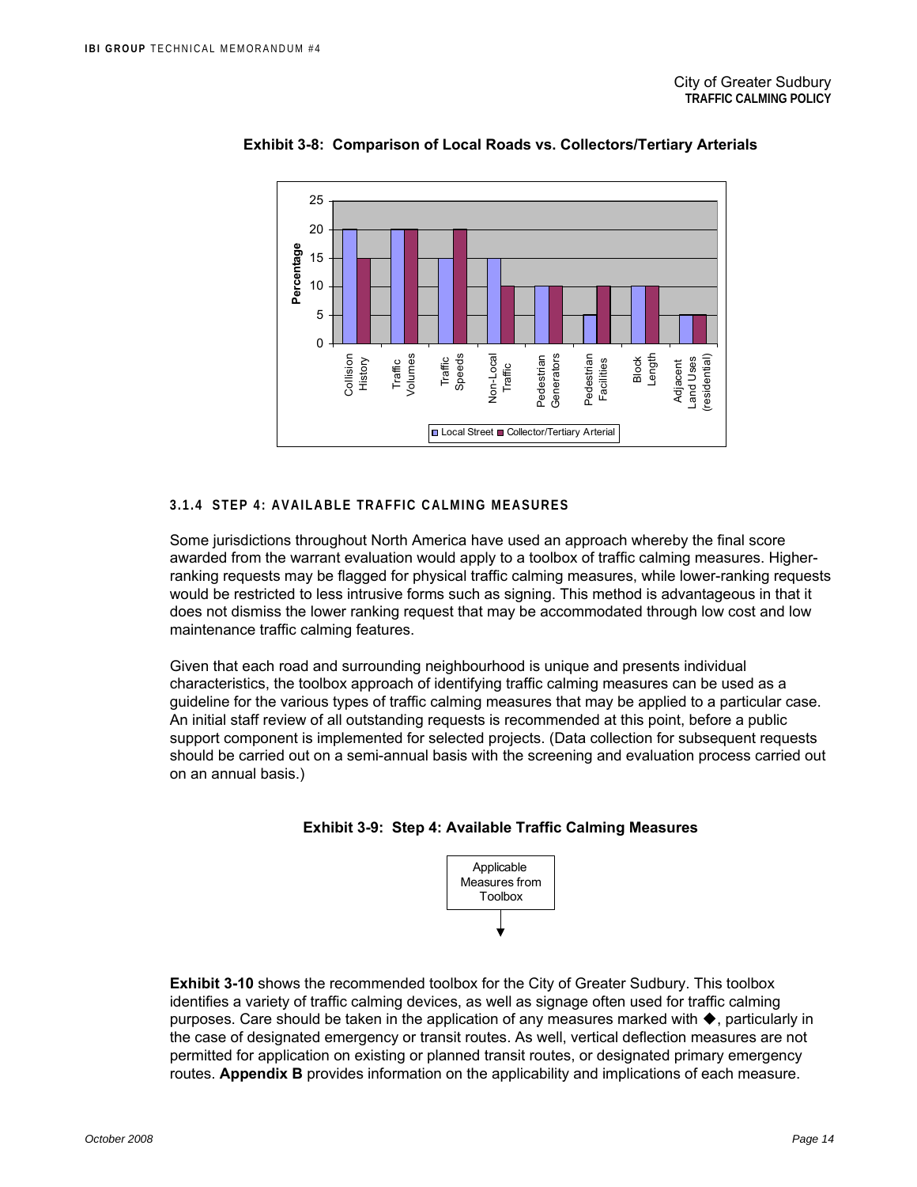**Exhibit 3-8: Comparison of Local Roads vs. Collectors/Tertiary Arterials**

| Criterion | Local Street | Collector/Tertiary Arterial |
|---|---|---|
| Collision History | 20 | 15 |
| Traffic Volumes | 20 | 20 |
| Traffic Speeds | 15 | 20 |
| Non-Local Traffic | 15 | 10 |
| Pedestrian Generators | 10 | 10 |
| Pedestrian Facilities | 5 | 10 |
| Block Length | 10 | 10 |
| Adjacent Land Uses (residential) | 5 | 5 |

### 3.1.4 STEP 4: AVAILABLE TRAFFIC CALMING MEASURES

Some jurisdictions throughout North America have used an approach whereby the final score awarded from the warrant evaluation would apply to a toolbox of traffic calming measures. Higher-ranking requests may be flagged for physical traffic calming measures, while lower-ranking requests would be restricted to less intrusive forms such as signing. This method is advantageous in that it does not dismiss the lower ranking request that may be accommodated through low cost and low maintenance traffic calming features.

Given that each road and surrounding neighbourhood is unique and presents individual characteristics, the toolbox approach of identifying traffic calming measures can be used as a guideline for the various types of traffic calming measures that may be applied to a particular case. An initial staff review of all outstanding requests is recommended at this point, before a public support component is implemented for selected projects. (Data collection for subsequent requests should be carried out on a semi-annual basis with the screening and evaluation process carried out on an annual basis.)

**Exhibit 3-9: Step 4: Available Traffic Calming Measures**

Applicable Measures from Toolbox

**Exhibit 3-10** shows the recommended toolbox for the City of Greater Sudbury. This toolbox identifies a variety of traffic calming devices, as well as signage often used for traffic calming purposes. Care should be taken in the application of any measures marked with ◆, particularly in the case of designated emergency or transit routes. As well, vertical deflection measures are not permitted for application on existing or planned transit routes, or designated primary emergency routes. **Appendix B** provides information on the applicability and implications of each measure.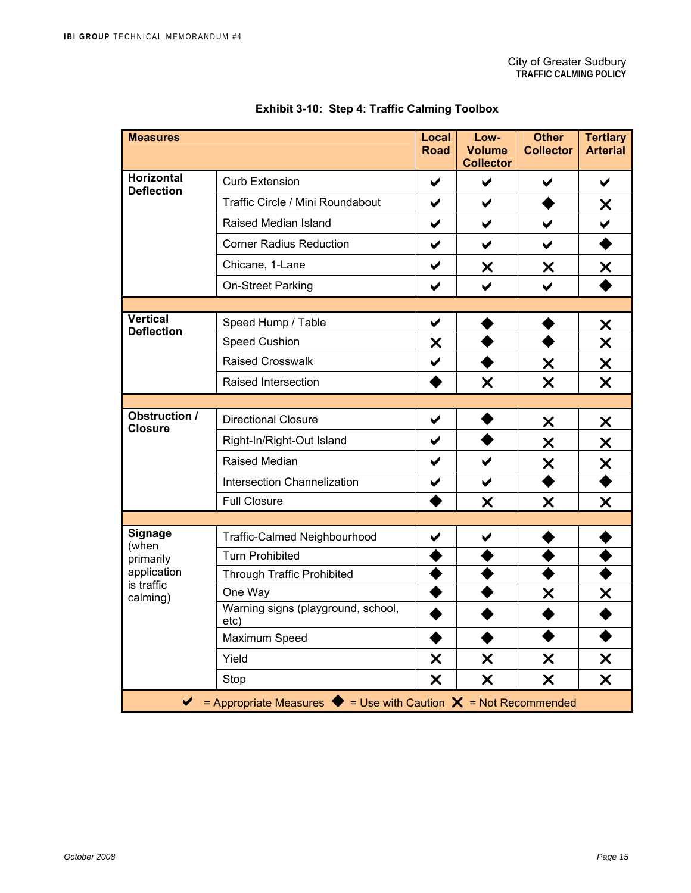**Exhibit 3-10: Step 4: Traffic Calming Toolbox**

| Measures | | Local Road | Low-Volume Collector | Other Collector | Tertiary Arterial |
|---|---|---|---|---|---|
| **Horizontal Deflection** | Curb Extension | ✔ | ✔ | ✔ | ✔ |
| | Traffic Circle / Mini Roundabout | ✔ | ✔ | ◆ | ✖ |
| | Raised Median Island | ✔ | ✔ | ✔ | ✔ |
| | Corner Radius Reduction | ✔ | ✔ | ✔ | ◆ |
| | Chicane, 1-Lane | ✔ | ✖ | ✖ | ✖ |
| | On-Street Parking | ✔ | ✔ | ✔ | ◆ |
| **Vertical Deflection** | Speed Hump / Table | ✔ | ◆ | ◆ | ✖ |
| | Speed Cushion | ✖ | ◆ | ◆ | ✖ |
| | Raised Crosswalk | ✔ | ◆ | ✖ | ✖ |
| | Raised Intersection | ◆ | ✖ | ✖ | ✖ |
| **Obstruction / Closure** | Directional Closure | ✔ | ◆ | ✖ | ✖ |
| | Right-In/Right-Out Island | ✔ | ◆ | ✖ | ✖ |
| | Raised Median | ✔ | ✔ | ✖ | ✖ |
| | Intersection Channelization | ✔ | ✔ | ◆ | ◆ |
| | Full Closure | ◆ | ✖ | ✖ | ✖ |
| **Signage** (when primarily application is traffic calming) | Traffic-Calmed Neighbourhood | ✔ | ✔ | ◆ | ◆ |
| | Turn Prohibited | ◆ | ◆ | ◆ | ◆ |
| | Through Traffic Prohibited | ◆ | ◆ | ◆ | ◆ |
| | One Way | ◆ | ◆ | ✖ | ✖ |
| | Warning signs (playground, school, etc) | ◆ | ◆ | ◆ | ◆ |
| | Maximum Speed | ◆ | ◆ | ◆ | ◆ |
| | Yield | ✖ | ✖ | ✖ | ✖ |
| | Stop | ✖ | ✖ | ✖ | ✖ |

✔ = Appropriate Measures ◆ = Use with Caution ✖ = Not Recommended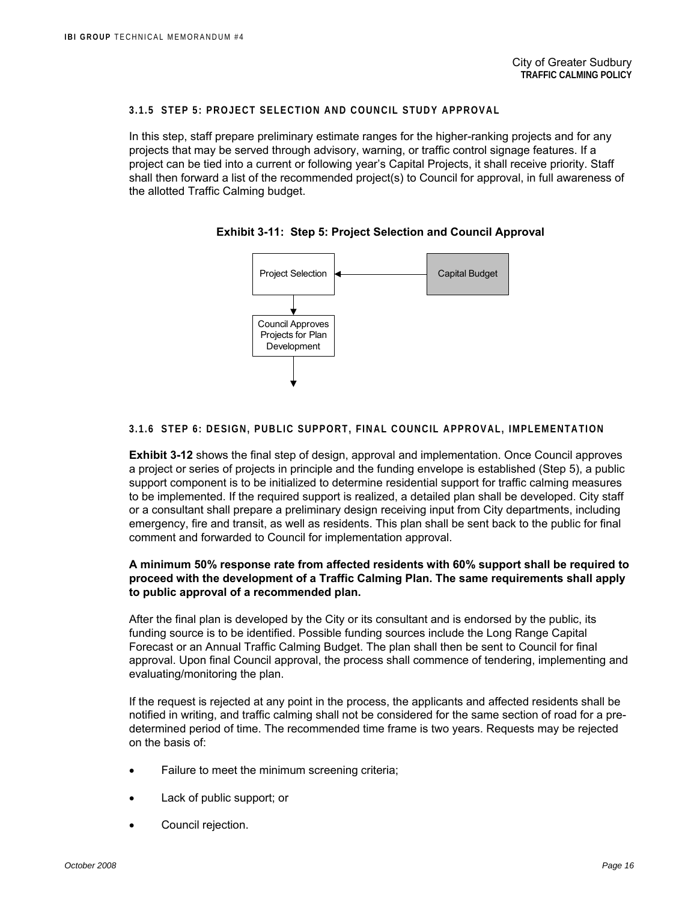### 3.1.5 STEP 5: PROJECT SELECTION AND COUNCIL STUDY APPROVAL

In this step, staff prepare preliminary estimate ranges for the higher-ranking projects and for any projects that may be served through advisory, warning, or traffic control signage features. If a project can be tied into a current or following year's Capital Projects, it shall receive priority. Staff shall then forward a list of the recommended project(s) to Council for approval, in full awareness of the allotted Traffic Calming budget.

**Exhibit 3-11: Step 5: Project Selection and Council Approval**

Project Selection ← Capital Budget

↓

Council Approves Projects for Plan Development

↓

### 3.1.6 STEP 6: DESIGN, PUBLIC SUPPORT, FINAL COUNCIL APPROVAL, IMPLEMENTATION

**Exhibit 3-12** shows the final step of design, approval and implementation. Once Council approves a project or series of projects in principle and the funding envelope is established (Step 5), a public support component is to be initialized to determine residential support for traffic calming measures to be implemented. If the required support is realized, a detailed plan shall be developed. City staff or a consultant shall prepare a preliminary design receiving input from City departments, including emergency, fire and transit, as well as residents. This plan shall be sent back to the public for final comment and forwarded to Council for implementation approval.

**A minimum 50% response rate from affected residents with 60% support shall be required to proceed with the development of a Traffic Calming Plan. The same requirements shall apply to public approval of a recommended plan.**

After the final plan is developed by the City or its consultant and is endorsed by the public, its funding source is to be identified. Possible funding sources include the Long Range Capital Forecast or an Annual Traffic Calming Budget. The plan shall then be sent to Council for final approval. Upon final Council approval, the process shall commence of tendering, implementing and evaluating/monitoring the plan.

If the request is rejected at any point in the process, the applicants and affected residents shall be notified in writing, and traffic calming shall not be considered for the same section of road for a pre-determined period of time. The recommended time frame is two years. Requests may be rejected on the basis of:

- Failure to meet the minimum screening criteria;
- Lack of public support; or
- Council rejection.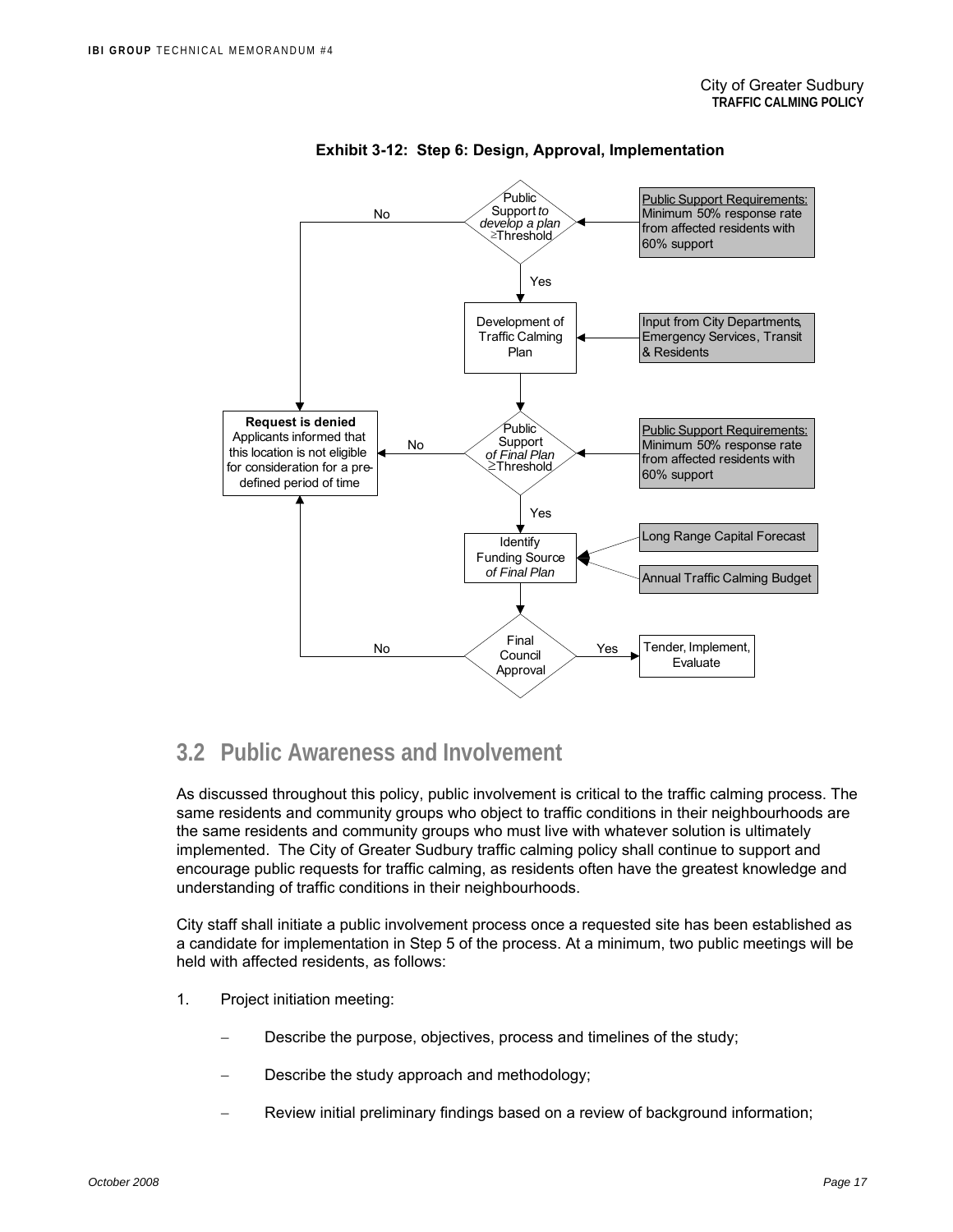**Exhibit 3-12: Step 6: Design, Approval, Implementation**

Public Support *to develop a plan* ≥Threshold

Public Support Requirements: Minimum 50% response rate from affected residents with 60% support

No

Yes

Development of Traffic Calming Plan

Input from City Departments, Emergency Services, Transit & Residents

**Request is denied**
Applicants informed that this location is not eligible for consideration for a pre-defined period of time

No

Public Support *of Final Plan* ≥Threshold

Public Support Requirements: Minimum 50% response rate from affected residents with 60% support

Yes

Identify Funding Source *of Final Plan*

Long Range Capital Forecast

Annual Traffic Calming Budget

No

Final Council Approval

Yes

Tender, Implement, Evaluate

## 3.2 Public Awareness and Involvement

As discussed throughout this policy, public involvement is critical to the traffic calming process. The same residents and community groups who object to traffic conditions in their neighbourhoods are the same residents and community groups who must live with whatever solution is ultimately implemented. The City of Greater Sudbury traffic calming policy shall continue to support and encourage public requests for traffic calming, as residents often have the greatest knowledge and understanding of traffic conditions in their neighbourhoods.

City staff shall initiate a public involvement process once a requested site has been established as a candidate for implementation in Step 5 of the process. At a minimum, two public meetings will be held with affected residents, as follows:

1. Project initiation meeting:
   - Describe the purpose, objectives, process and timelines of the study;
   - Describe the study approach and methodology;
   - Review initial preliminary findings based on a review of background information;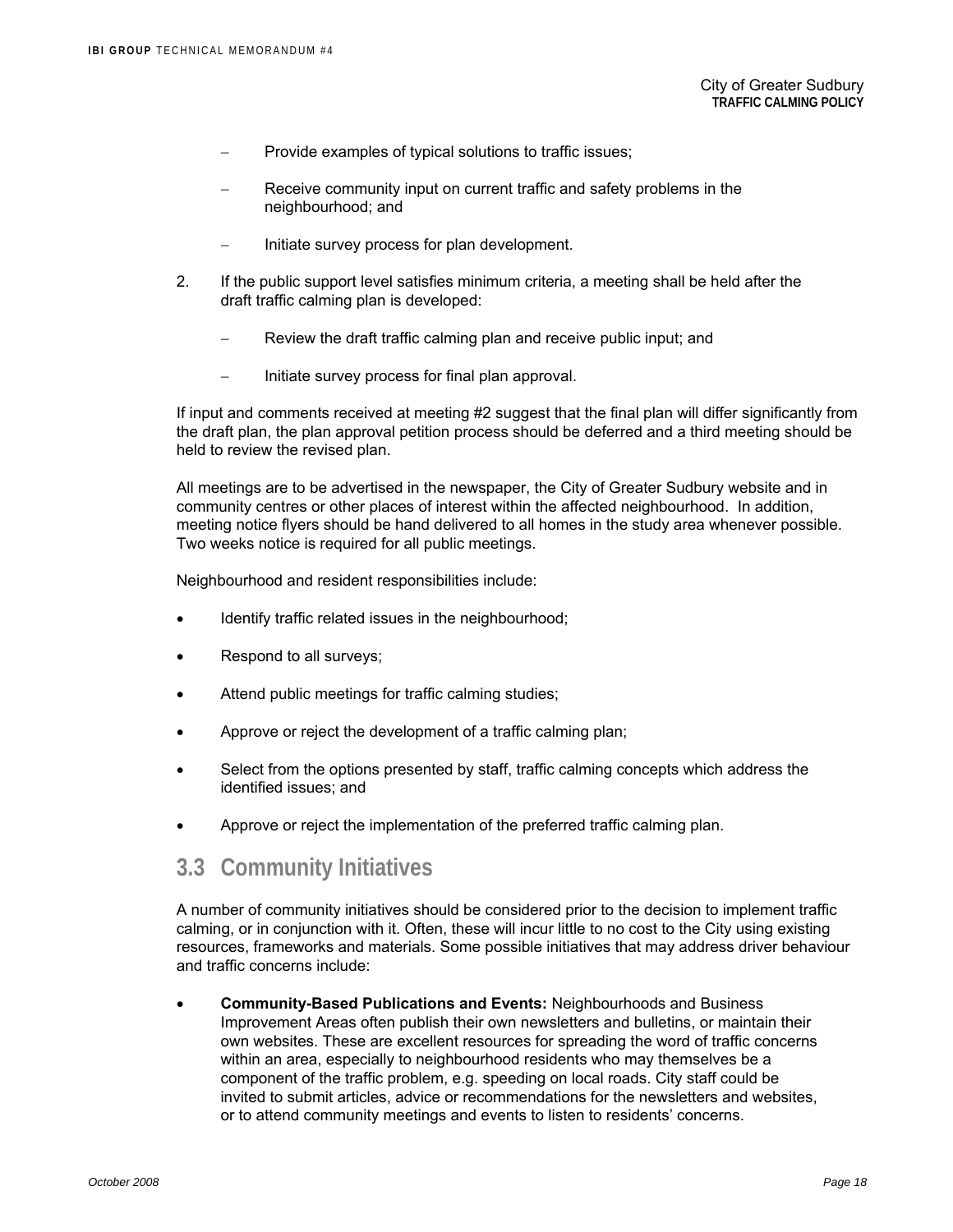- Provide examples of typical solutions to traffic issues;
- Receive community input on current traffic and safety problems in the neighbourhood; and
- Initiate survey process for plan development.

2. If the public support level satisfies minimum criteria, a meeting shall be held after the draft traffic calming plan is developed:
   - Review the draft traffic calming plan and receive public input; and
   - Initiate survey process for final plan approval.

If input and comments received at meeting #2 suggest that the final plan will differ significantly from the draft plan, the plan approval petition process should be deferred and a third meeting should be held to review the revised plan.

All meetings are to be advertised in the newspaper, the City of Greater Sudbury website and in community centres or other places of interest within the affected neighbourhood. In addition, meeting notice flyers should be hand delivered to all homes in the study area whenever possible. Two weeks notice is required for all public meetings.

Neighbourhood and resident responsibilities include:

- Identify traffic related issues in the neighbourhood;
- Respond to all surveys;
- Attend public meetings for traffic calming studies;
- Approve or reject the development of a traffic calming plan;
- Select from the options presented by staff, traffic calming concepts which address the identified issues; and
- Approve or reject the implementation of the preferred traffic calming plan.

## 3.3 Community Initiatives

A number of community initiatives should be considered prior to the decision to implement traffic calming, or in conjunction with it. Often, these will incur little to no cost to the City using existing resources, frameworks and materials. Some possible initiatives that may address driver behaviour and traffic concerns include:

- **Community-Based Publications and Events:** Neighbourhoods and Business Improvement Areas often publish their own newsletters and bulletins, or maintain their own websites. These are excellent resources for spreading the word of traffic concerns within an area, especially to neighbourhood residents who may themselves be a component of the traffic problem, e.g. speeding on local roads. City staff could be invited to submit articles, advice or recommendations for the newsletters and websites, or to attend community meetings and events to listen to residents' concerns.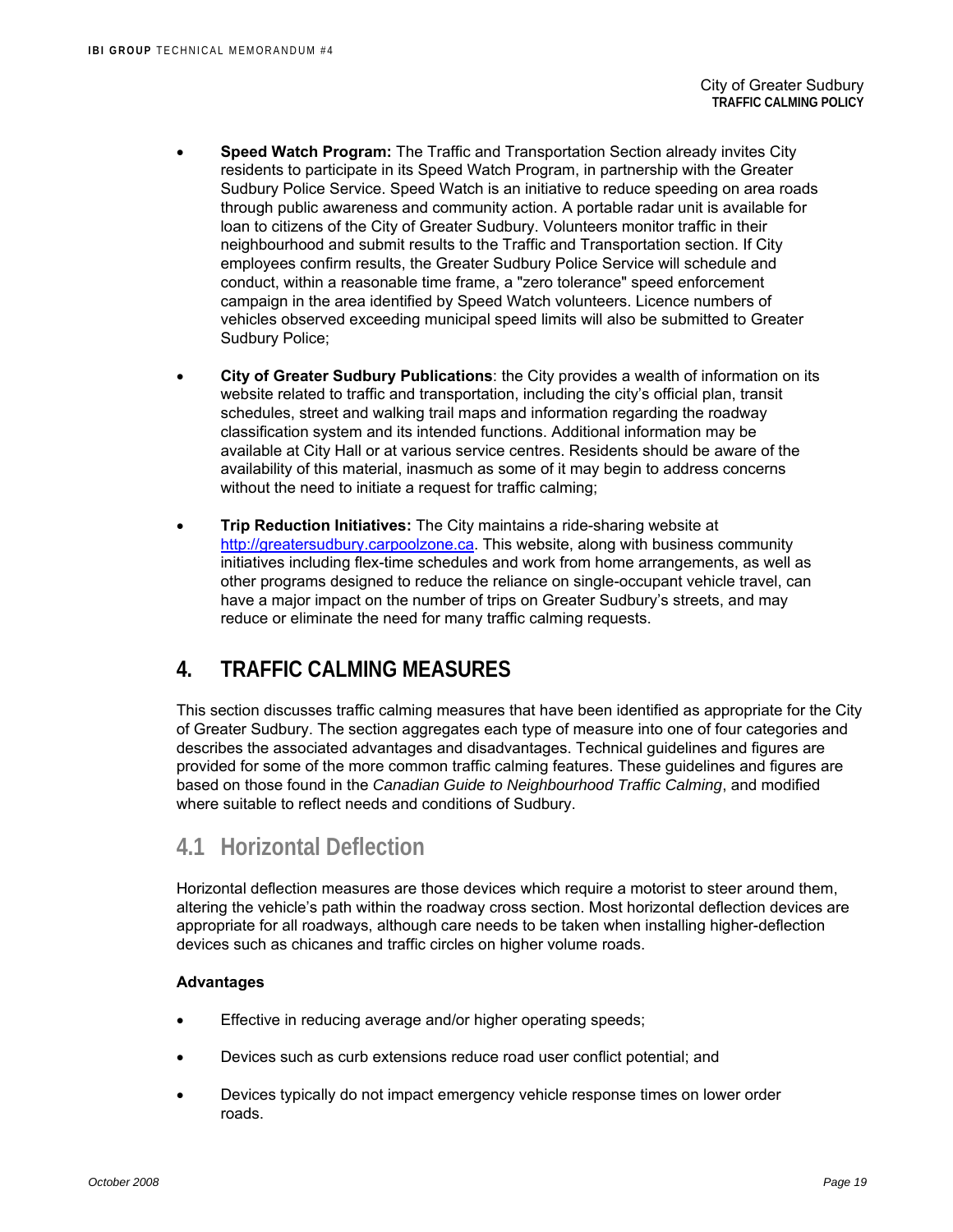- **Speed Watch Program:** The Traffic and Transportation Section already invites City residents to participate in its Speed Watch Program, in partnership with the Greater Sudbury Police Service. Speed Watch is an initiative to reduce speeding on area roads through public awareness and community action. A portable radar unit is available for loan to citizens of the City of Greater Sudbury. Volunteers monitor traffic in their neighbourhood and submit results to the Traffic and Transportation section. If City employees confirm results, the Greater Sudbury Police Service will schedule and conduct, within a reasonable time frame, a "zero tolerance" speed enforcement campaign in the area identified by Speed Watch volunteers. Licence numbers of vehicles observed exceeding municipal speed limits will also be submitted to Greater Sudbury Police;

- **City of Greater Sudbury Publications**: the City provides a wealth of information on its website related to traffic and transportation, including the city's official plan, transit schedules, street and walking trail maps and information regarding the roadway classification system and its intended functions. Additional information may be available at City Hall or at various service centres. Residents should be aware of the availability of this material, inasmuch as some of it may begin to address concerns without the need to initiate a request for traffic calming;

- **Trip Reduction Initiatives:** The City maintains a ride-sharing website at http://greatersudbury.carpoolzone.ca. This website, along with business community initiatives including flex-time schedules and work from home arrangements, as well as other programs designed to reduce the reliance on single-occupant vehicle travel, can have a major impact on the number of trips on Greater Sudbury's streets, and may reduce or eliminate the need for many traffic calming requests.

# 4. TRAFFIC CALMING MEASURES

This section discusses traffic calming measures that have been identified as appropriate for the City of Greater Sudbury. The section aggregates each type of measure into one of four categories and describes the associated advantages and disadvantages. Technical guidelines and figures are provided for some of the more common traffic calming features. These guidelines and figures are based on those found in the *Canadian Guide to Neighbourhood Traffic Calming*, and modified where suitable to reflect needs and conditions of Sudbury.

## 4.1 Horizontal Deflection

Horizontal deflection measures are those devices which require a motorist to steer around them, altering the vehicle's path within the roadway cross section. Most horizontal deflection devices are appropriate for all roadways, although care needs to be taken when installing higher-deflection devices such as chicanes and traffic circles on higher volume roads.

**Advantages**

- Effective in reducing average and/or higher operating speeds;

- Devices such as curb extensions reduce road user conflict potential; and

- Devices typically do not impact emergency vehicle response times on lower order roads.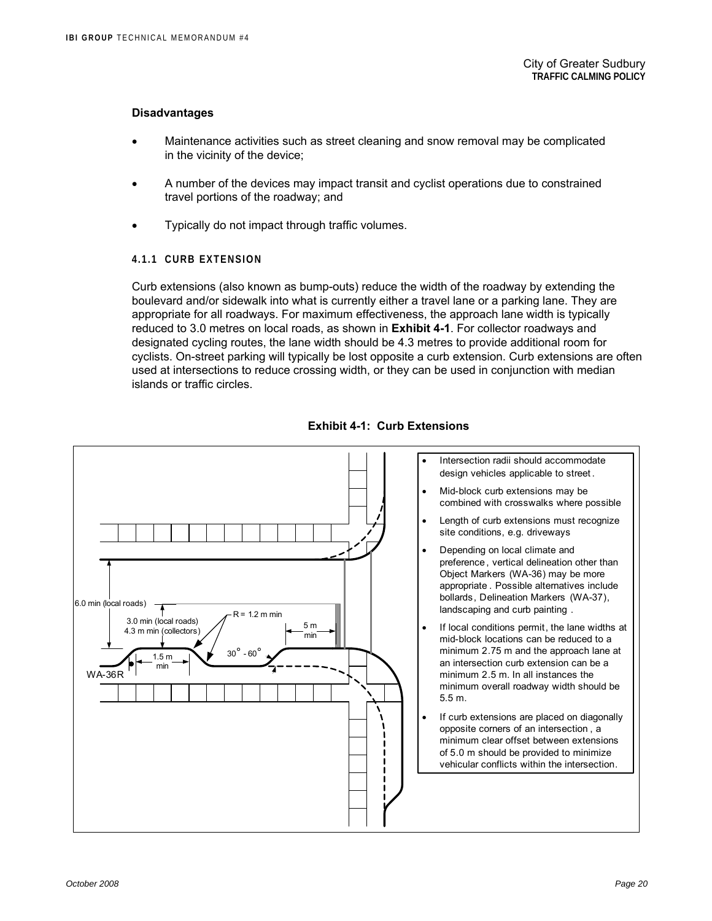**Disadvantages**

- Maintenance activities such as street cleaning and snow removal may be complicated in the vicinity of the device;
- A number of the devices may impact transit and cyclist operations due to constrained travel portions of the roadway; and
- Typically do not impact through traffic volumes.

#### 4.1.1 CURB EXTENSION

Curb extensions (also known as bump-outs) reduce the width of the roadway by extending the boulevard and/or sidewalk into what is currently either a travel lane or a parking lane. They are appropriate for all roadways. For maximum effectiveness, the approach lane width is typically reduced to 3.0 metres on local roads, as shown in **Exhibit 4-1**. For collector roadways and designated cycling routes, the lane width should be 4.3 metres to provide additional room for cyclists. On-street parking will typically be lost opposite a curb extension. Curb extensions are often used at intersections to reduce crossing width, or they can be used in conjunction with median islands or traffic circles.

**Exhibit 4-1: Curb Extensions**

6.0 min (local roads)

3.0 min (local roads)
4.3 m min (collectors)

R = 1.2 m min

5 m min

1.5 m min

30° - 60°

WA-36R

- Intersection radii should accommodate design vehicles applicable to street.
- Mid-block curb extensions may be combined with crosswalks where possible
- Length of curb extensions must recognize site conditions, e.g. driveways
- Depending on local climate and preference, vertical delineation other than Object Markers (WA-36) may be more appropriate. Possible alternatives include bollards, Delineation Markers (WA-37), landscaping and curb painting.
- If local conditions permit, the lane widths at mid-block locations can be reduced to a minimum 2.75 m and the approach lane at an intersection curb extension can be a minimum 2.5 m. In all instances the minimum overall roadway width should be 5.5 m.
- If curb extensions are placed on diagonally opposite corners of an intersection, a minimum clear offset between extensions of 5.0 m should be provided to minimize vehicular conflicts within the intersection.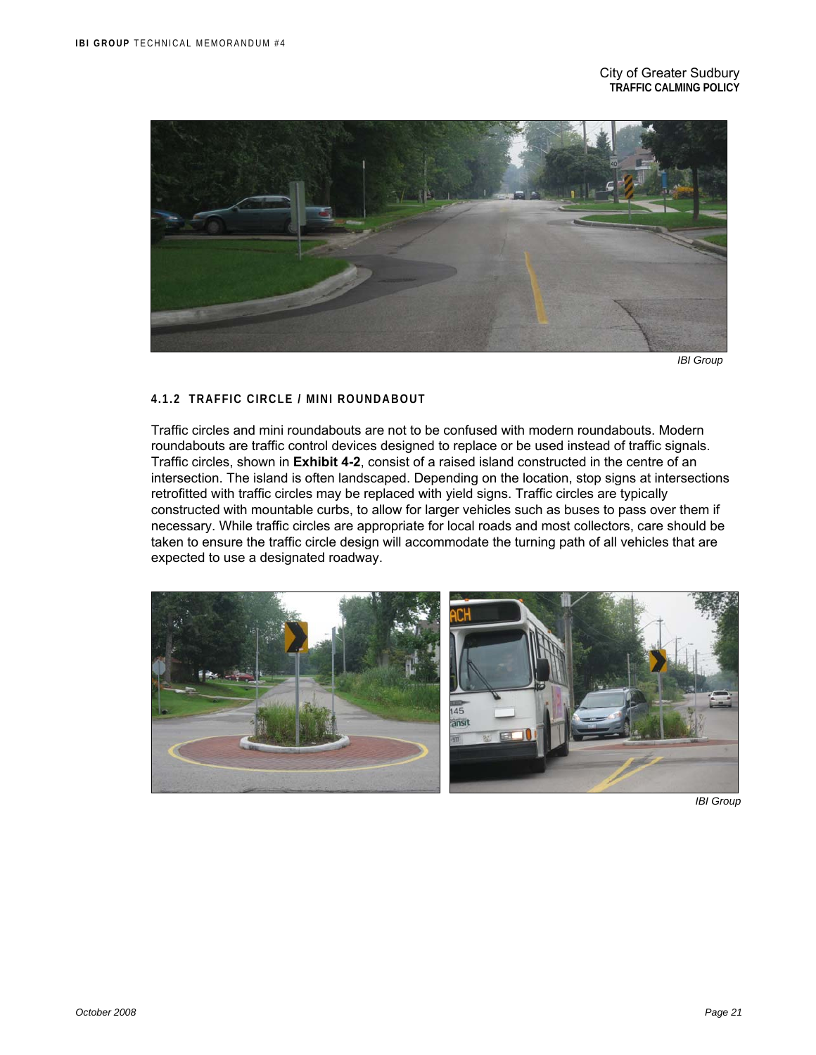IBI Group

#### 4.1.2 TRAFFIC CIRCLE / MINI ROUNDABOUT

Traffic circles and mini roundabouts are not to be confused with modern roundabouts. Modern roundabouts are traffic control devices designed to replace or be used instead of traffic signals. Traffic circles, shown in **Exhibit 4-2**, consist of a raised island constructed in the centre of an intersection. The island is often landscaped. Depending on the location, stop signs at intersections retrofitted with traffic circles may be replaced with yield signs. Traffic circles are typically constructed with mountable curbs, to allow for larger vehicles such as buses to pass over them if necessary. While traffic circles are appropriate for local roads and most collectors, care should be taken to ensure the traffic circle design will accommodate the turning path of all vehicles that are expected to use a designated roadway.

IBI Group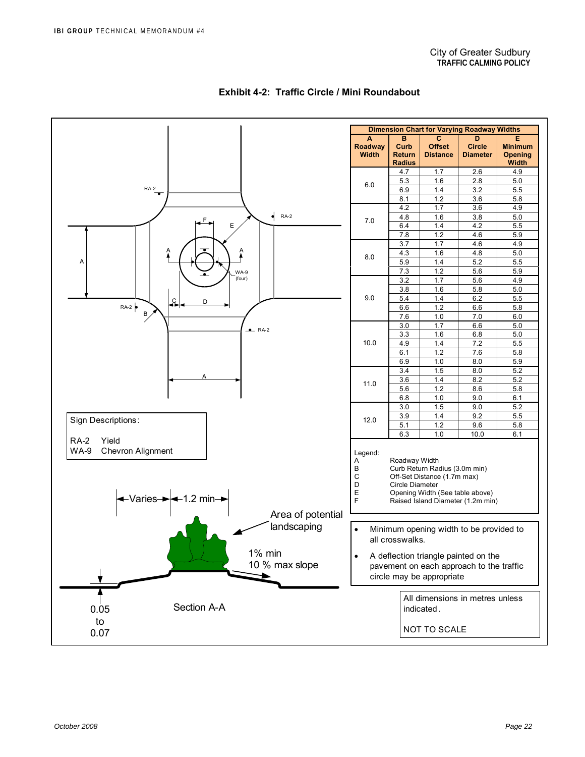# Exhibit 4-2: Traffic Circle / Mini Roundabout

| Dimension Chart for Varying Roadway Widths | | | | |
|---|---|---|---|---|
| A Roadway Width | B Curb Return Radius | C Offset Distance | D Circle Diameter | E Minimum Opening Width |
| 6.0 | 4.7 | 1.7 | 2.6 | 4.9 |
| | 5.3 | 1.6 | 2.8 | 5.0 |
| | 6.9 | 1.4 | 3.2 | 5.5 |
| | 8.1 | 1.2 | 3.6 | 5.8 |
| 7.0 | 4.2 | 1.7 | 3.6 | 4.9 |
| | 4.8 | 1.6 | 3.8 | 5.0 |
| | 6.4 | 1.4 | 4.2 | 5.5 |
| | 7.8 | 1.2 | 4.6 | 5.9 |
| 8.0 | 3.7 | 1.7 | 4.6 | 4.9 |
| | 4.3 | 1.6 | 4.8 | 5.0 |
| | 5.9 | 1.4 | 5.2 | 5.5 |
| | 7.3 | 1.2 | 5.6 | 5.9 |
| 9.0 | 3.2 | 1.7 | 5.6 | 4.9 |
| | 3.8 | 1.6 | 5.8 | 5.0 |
| | 5.4 | 1.4 | 6.2 | 5.5 |
| | 6.6 | 1.2 | 6.6 | 5.8 |
| | 7.6 | 1.0 | 7.0 | 6.0 |
| 10.0 | 3.0 | 1.7 | 6.6 | 5.0 |
| | 3.3 | 1.6 | 6.8 | 5.0 |
| | 4.9 | 1.4 | 7.2 | 5.5 |
| | 6.1 | 1.2 | 7.6 | 5.8 |
| | 6.9 | 1.0 | 8.0 | 5.9 |
| 11.0 | 3.4 | 1.5 | 8.0 | 5.2 |
| | 3.6 | 1.4 | 8.2 | 5.2 |
| | 5.6 | 1.2 | 8.6 | 5.8 |
| | 6.8 | 1.0 | 9.0 | 6.1 |
| 12.0 | 3.0 | 1.5 | 9.0 | 5.2 |
| | 3.9 | 1.4 | 9.2 | 5.5 |
| | 5.1 | 1.2 | 9.6 | 5.8 |
| | 6.3 | 1.0 | 10.0 | 6.1 |

Legend:

- A Roadway Width
- B Curb Return Radius (3.0m min)
- C Off-Set Distance (1.7m max)
- D Circle Diameter
- E Opening Width (See table above)
- F Raised Island Diameter (1.2m min)

Sign Descriptions:

- RA-2 Yield
- WA-9 Chevron Alignment

Section A-A: Varies; 1.2 min; Area of potential landscaping; 1% min 10 % max slope; 0.05 to 0.07

- Minimum opening width to be provided to all crosswalks.
- A deflection triangle painted on the pavement on each approach to the traffic circle may be appropriate

All dimensions in metres unless indicated.

NOT TO SCALE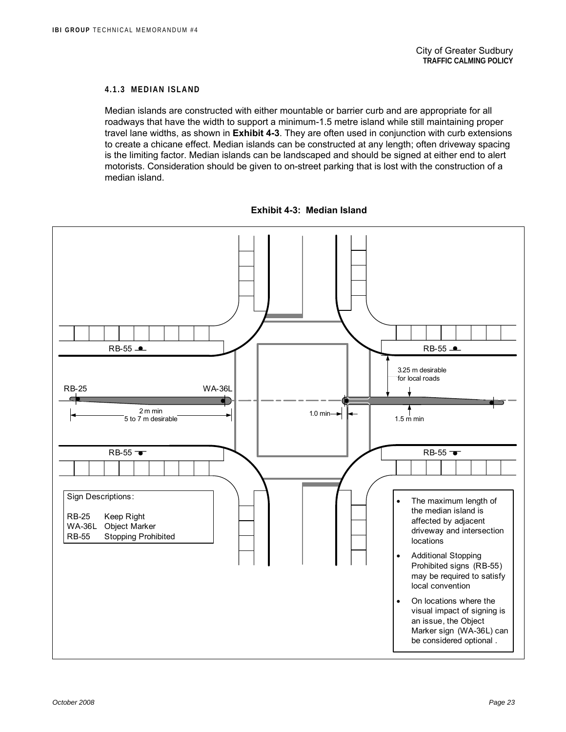#### 4.1.3 MEDIAN ISLAND

Median islands are constructed with either mountable or barrier curb and are appropriate for all roadways that have the width to support a minimum-1.5 metre island while still maintaining proper travel lane widths, as shown in **Exhibit 4-3**. They are often used in conjunction with curb extensions to create a chicane effect. Median islands can be constructed at any length; often driveway spacing is the limiting factor. Median islands can be landscaped and should be signed at either end to alert motorists. Consideration should be given to on-street parking that is lost with the construction of a median island.

**Exhibit 4-3: Median Island**

RB-55

RB-55

3.25 m desirable for local roads

RB-25

WA-36L

2 m min
5 to 7 m desirable

1.0 min

1.5 m min

RB-55

RB-55

Sign Descriptions:

RB-25 Keep Right
WA-36L Object Marker
RB-55 Stopping Prohibited

- The maximum length of the median island is affected by adjacent driveway and intersection locations
- Additional Stopping Prohibited signs (RB-55) may be required to satisfy local convention
- On locations where the visual impact of signing is an issue, the Object Marker sign (WA-36L) can be considered optional .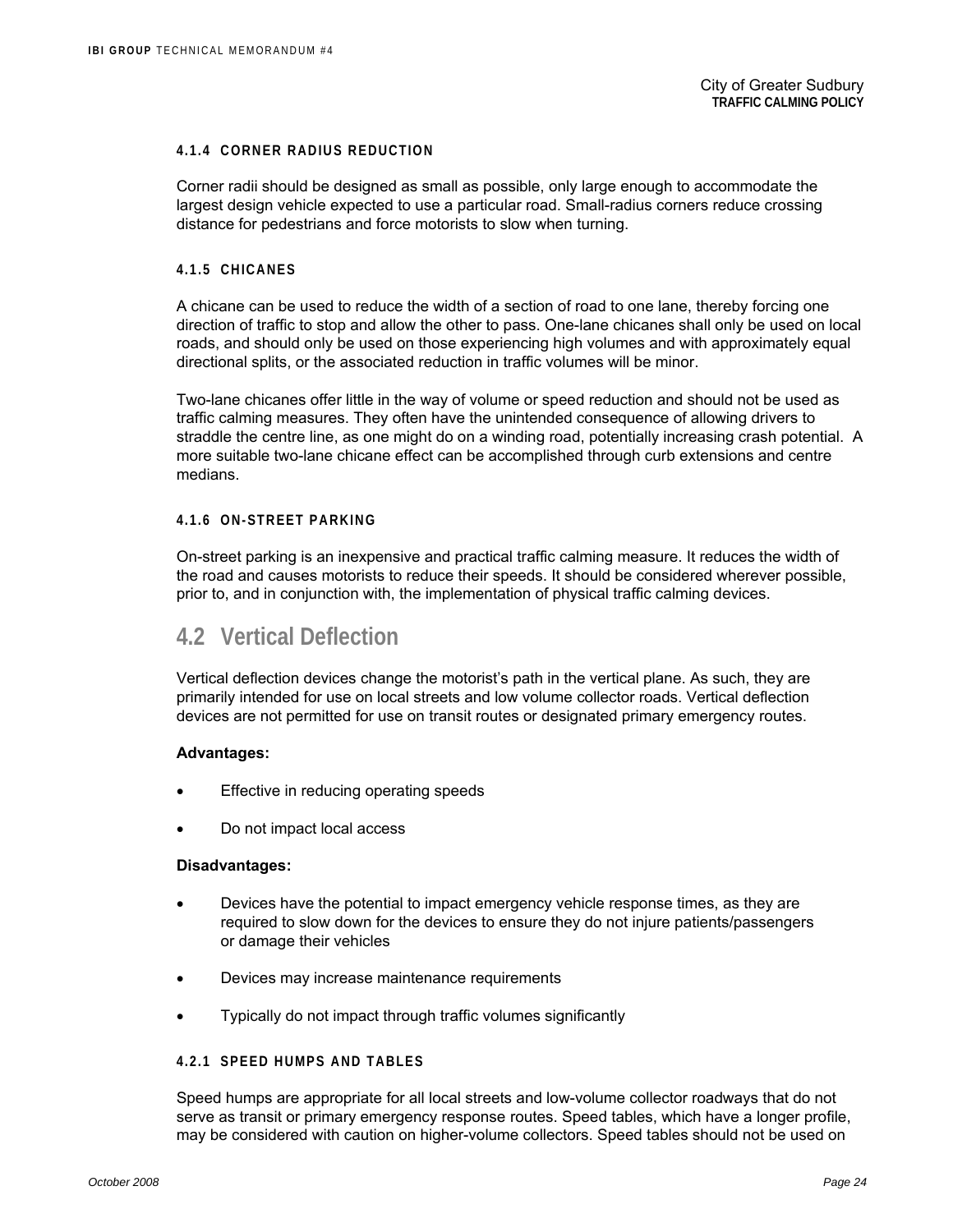#### 4.1.4 CORNER RADIUS REDUCTION

Corner radii should be designed as small as possible, only large enough to accommodate the largest design vehicle expected to use a particular road. Small-radius corners reduce crossing distance for pedestrians and force motorists to slow when turning.

#### 4.1.5 CHICANES

A chicane can be used to reduce the width of a section of road to one lane, thereby forcing one direction of traffic to stop and allow the other to pass. One-lane chicanes shall only be used on local roads, and should only be used on those experiencing high volumes and with approximately equal directional splits, or the associated reduction in traffic volumes will be minor.

Two-lane chicanes offer little in the way of volume or speed reduction and should not be used as traffic calming measures. They often have the unintended consequence of allowing drivers to straddle the centre line, as one might do on a winding road, potentially increasing crash potential. A more suitable two-lane chicane effect can be accomplished through curb extensions and centre medians.

#### 4.1.6 ON-STREET PARKING

On-street parking is an inexpensive and practical traffic calming measure. It reduces the width of the road and causes motorists to reduce their speeds. It should be considered wherever possible, prior to, and in conjunction with, the implementation of physical traffic calming devices.

## 4.2 Vertical Deflection

Vertical deflection devices change the motorist's path in the vertical plane. As such, they are primarily intended for use on local streets and low volume collector roads. Vertical deflection devices are not permitted for use on transit routes or designated primary emergency routes.

**Advantages:**

- Effective in reducing operating speeds
- Do not impact local access

**Disadvantages:**

- Devices have the potential to impact emergency vehicle response times, as they are required to slow down for the devices to ensure they do not injure patients/passengers or damage their vehicles
- Devices may increase maintenance requirements
- Typically do not impact through traffic volumes significantly

#### 4.2.1 SPEED HUMPS AND TABLES

Speed humps are appropriate for all local streets and low-volume collector roadways that do not serve as transit or primary emergency response routes. Speed tables, which have a longer profile, may be considered with caution on higher-volume collectors. Speed tables should not be used on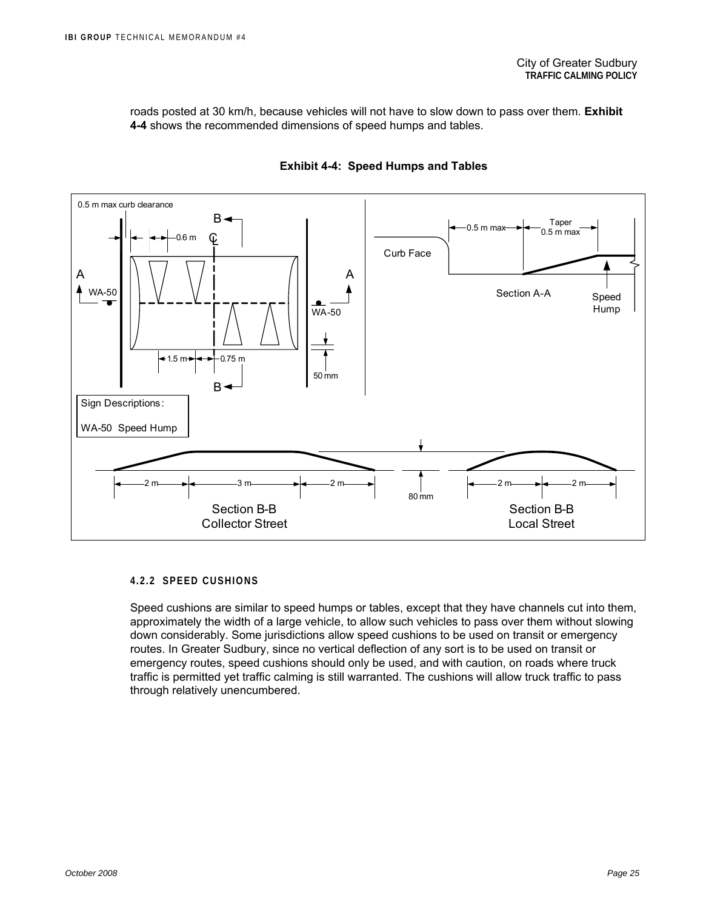roads posted at 30 km/h, because vehicles will not have to slow down to pass over them. **Exhibit 4-4** shows the recommended dimensions of speed humps and tables.

**Exhibit 4-4: Speed Humps and Tables**

0.5 m max curb clearance

B

0.6 m

℄

A

WA-50

1.5 m

0.75 m

B

A

WA-50

50 mm

0.5 m max

Taper 0.5 m max

Curb Face

Section A-A

Speed Hump

Sign Descriptions:

WA-50 Speed Hump

2 m | 3 m | 2 m

80 mm

2 m | 2 m

Section B-B
Collector Street

Section B-B
Local Street

#### 4.2.2 SPEED CUSHIONS

Speed cushions are similar to speed humps or tables, except that they have channels cut into them, approximately the width of a large vehicle, to allow such vehicles to pass over them without slowing down considerably. Some jurisdictions allow speed cushions to be used on transit or emergency routes. In Greater Sudbury, since no vertical deflection of any sort is to be used on transit or emergency routes, speed cushions should only be used, and with caution, on roads where truck traffic is permitted yet traffic calming is still warranted. The cushions will allow truck traffic to pass through relatively unencumbered.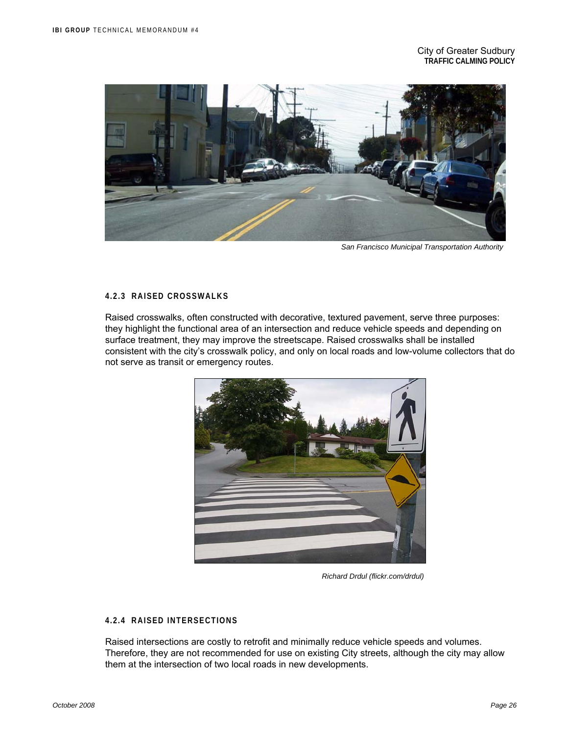San Francisco Municipal Transportation Authority

#### 4.2.3 RAISED CROSSWALKS

Raised crosswalks, often constructed with decorative, textured pavement, serve three purposes: they highlight the functional area of an intersection and reduce vehicle speeds and depending on surface treatment, they may improve the streetscape. Raised crosswalks shall be installed consistent with the city's crosswalk policy, and only on local roads and low-volume collectors that do not serve as transit or emergency routes.

Richard Drdul (flickr.com/drdul)

#### 4.2.4 RAISED INTERSECTIONS

Raised intersections are costly to retrofit and minimally reduce vehicle speeds and volumes. Therefore, they are not recommended for use on existing City streets, although the city may allow them at the intersection of two local roads in new developments.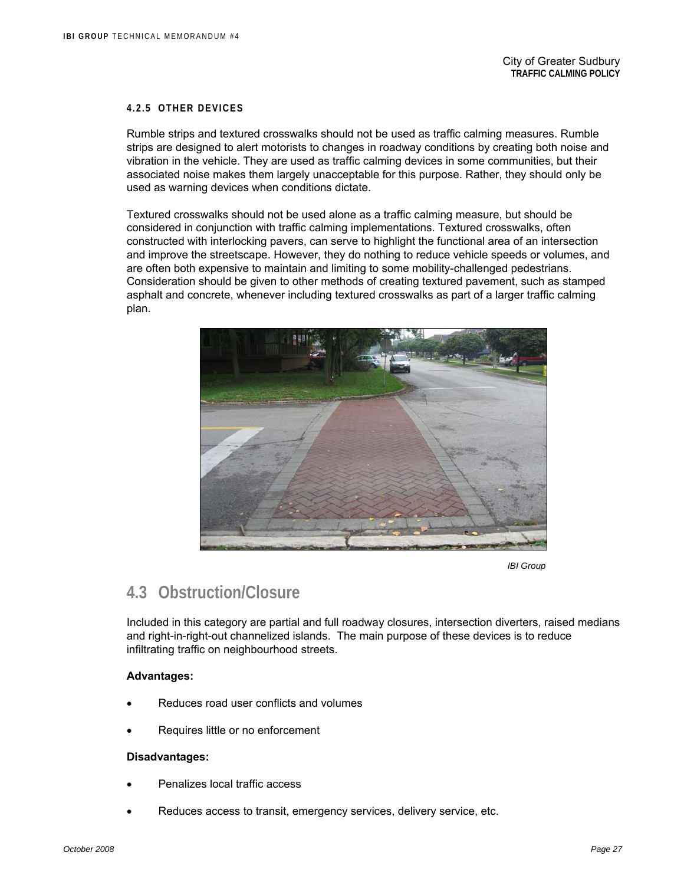#### 4.2.5 OTHER DEVICES

Rumble strips and textured crosswalks should not be used as traffic calming measures. Rumble strips are designed to alert motorists to changes in roadway conditions by creating both noise and vibration in the vehicle. They are used as traffic calming devices in some communities, but their associated noise makes them largely unacceptable for this purpose. Rather, they should only be used as warning devices when conditions dictate.

Textured crosswalks should not be used alone as a traffic calming measure, but should be considered in conjunction with traffic calming implementations. Textured crosswalks, often constructed with interlocking pavers, can serve to highlight the functional area of an intersection and improve the streetscape. However, they do nothing to reduce vehicle speeds or volumes, and are often both expensive to maintain and limiting to some mobility-challenged pedestrians. Consideration should be given to other methods of creating textured pavement, such as stamped asphalt and concrete, whenever including textured crosswalks as part of a larger traffic calming plan.

*IBI Group*

## 4.3 Obstruction/Closure

Included in this category are partial and full roadway closures, intersection diverters, raised medians and right-in-right-out channelized islands. The main purpose of these devices is to reduce infiltrating traffic on neighbourhood streets.

**Advantages:**

- Reduces road user conflicts and volumes
- Requires little or no enforcement

**Disadvantages:**

- Penalizes local traffic access
- Reduces access to transit, emergency services, delivery service, etc.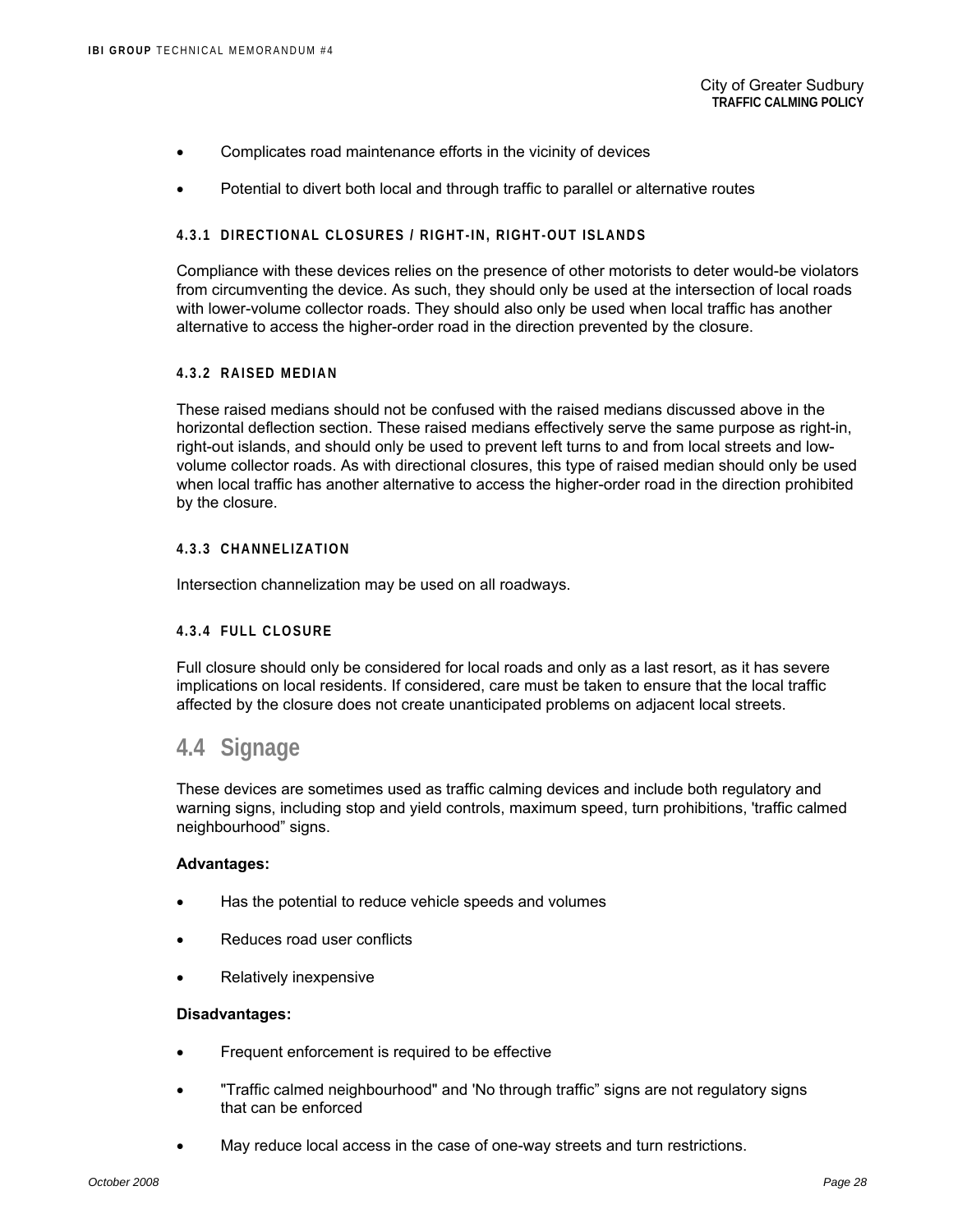- Complicates road maintenance efforts in the vicinity of devices
- Potential to divert both local and through traffic to parallel or alternative routes

#### 4.3.1 DIRECTIONAL CLOSURES / RIGHT-IN, RIGHT-OUT ISLANDS

Compliance with these devices relies on the presence of other motorists to deter would-be violators from circumventing the device. As such, they should only be used at the intersection of local roads with lower-volume collector roads. They should also only be used when local traffic has another alternative to access the higher-order road in the direction prevented by the closure.

#### 4.3.2 RAISED MEDIAN

These raised medians should not be confused with the raised medians discussed above in the horizontal deflection section. These raised medians effectively serve the same purpose as right-in, right-out islands, and should only be used to prevent left turns to and from local streets and low-volume collector roads. As with directional closures, this type of raised median should only be used when local traffic has another alternative to access the higher-order road in the direction prohibited by the closure.

#### 4.3.3 CHANNELIZATION

Intersection channelization may be used on all roadways.

#### 4.3.4 FULL CLOSURE

Full closure should only be considered for local roads and only as a last resort, as it has severe implications on local residents. If considered, care must be taken to ensure that the local traffic affected by the closure does not create unanticipated problems on adjacent local streets.

## 4.4 Signage

These devices are sometimes used as traffic calming devices and include both regulatory and warning signs, including stop and yield controls, maximum speed, turn prohibitions, 'traffic calmed neighbourhood” signs.

**Advantages:**

- Has the potential to reduce vehicle speeds and volumes
- Reduces road user conflicts
- Relatively inexpensive

**Disadvantages:**

- Frequent enforcement is required to be effective
- "Traffic calmed neighbourhood" and 'No through traffic” signs are not regulatory signs that can be enforced
- May reduce local access in the case of one-way streets and turn restrictions.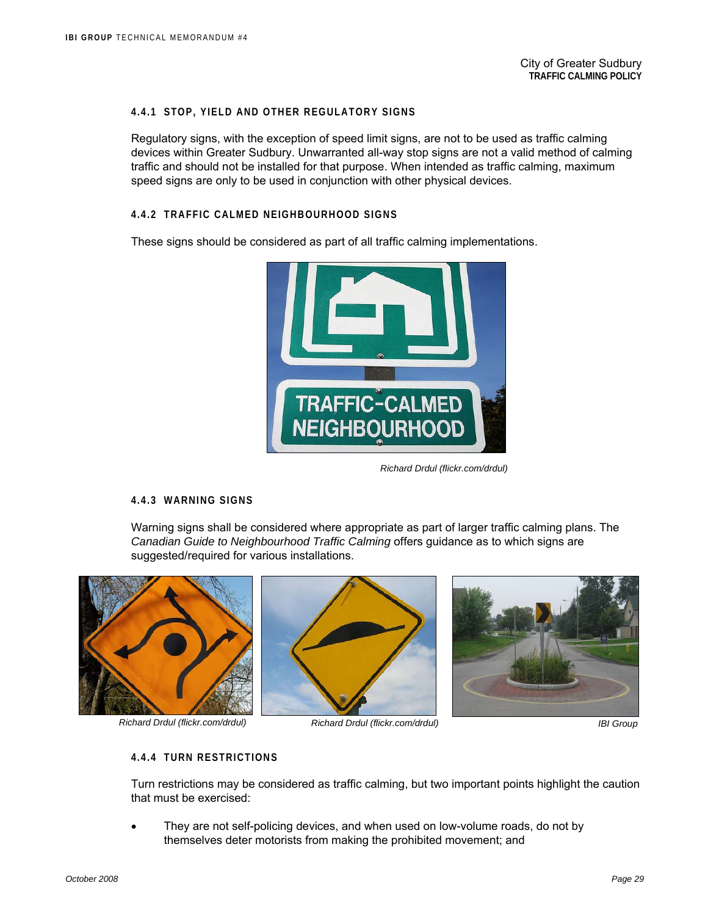#### 4.4.1 STOP, YIELD AND OTHER REGULATORY SIGNS

Regulatory signs, with the exception of speed limit signs, are not to be used as traffic calming devices within Greater Sudbury. Unwarranted all-way stop signs are not a valid method of calming traffic and should not be installed for that purpose. When intended as traffic calming, maximum speed signs are only to be used in conjunction with other physical devices.

#### 4.4.2 TRAFFIC CALMED NEIGHBOURHOOD SIGNS

These signs should be considered as part of all traffic calming implementations.

*Richard Drdul (flickr.com/drdul)*

#### 4.4.3 WARNING SIGNS

Warning signs shall be considered where appropriate as part of larger traffic calming plans. The *Canadian Guide to Neighbourhood Traffic Calming* offers guidance as to which signs are suggested/required for various installations.

*Richard Drdul (flickr.com/drdul)*

*Richard Drdul (flickr.com/drdul)*

*IBI Group*

#### 4.4.4 TURN RESTRICTIONS

Turn restrictions may be considered as traffic calming, but two important points highlight the caution that must be exercised:

- They are not self-policing devices, and when used on low-volume roads, do not by themselves deter motorists from making the prohibited movement; and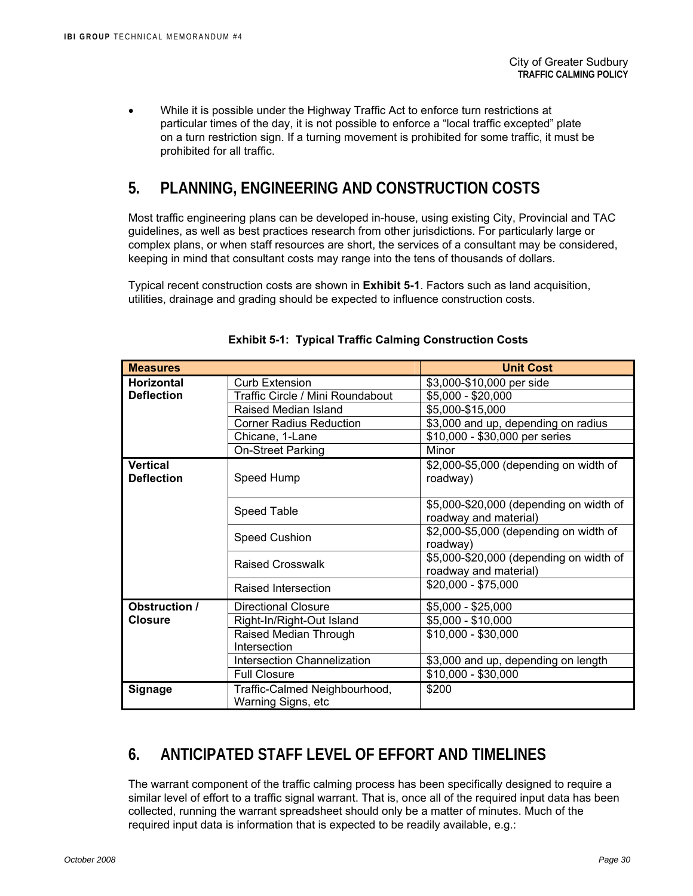- While it is possible under the Highway Traffic Act to enforce turn restrictions at particular times of the day, it is not possible to enforce a "local traffic excepted" plate on a turn restriction sign. If a turning movement is prohibited for some traffic, it must be prohibited for all traffic.

## 5. PLANNING, ENGINEERING AND CONSTRUCTION COSTS

Most traffic engineering plans can be developed in-house, using existing City, Provincial and TAC guidelines, as well as best practices research from other jurisdictions. For particularly large or complex plans, or when staff resources are short, the services of a consultant may be considered, keeping in mind that consultant costs may range into the tens of thousands of dollars.

Typical recent construction costs are shown in **Exhibit 5-1**. Factors such as land acquisition, utilities, drainage and grading should be expected to influence construction costs.

**Exhibit 5-1: Typical Traffic Calming Construction Costs**

| Measures | | Unit Cost |
|---|---|---|
| **Horizontal Deflection** | Curb Extension | $3,000-$10,000 per side |
| | Traffic Circle / Mini Roundabout | $5,000 - $20,000 |
| | Raised Median Island | $5,000-$15,000 |
| | Corner Radius Reduction | $3,000 and up, depending on radius |
| | Chicane, 1-Lane | $10,000 - $30,000 per series |
| | On-Street Parking | Minor |
| **Vertical Deflection** | Speed Hump | $2,000-$5,000 (depending on width of roadway) |
| | Speed Table | $5,000-$20,000 (depending on width of roadway and material) |
| | Speed Cushion | $2,000-$5,000 (depending on width of roadway) |
| | Raised Crosswalk | $5,000-$20,000 (depending on width of roadway and material) |
| | Raised Intersection | $20,000 - $75,000 |
| **Obstruction / Closure** | Directional Closure | $5,000 - $25,000 |
| | Right-In/Right-Out Island | $5,000 - $10,000 |
| | Raised Median Through Intersection | $10,000 - $30,000 |
| | Intersection Channelization | $3,000 and up, depending on length |
| | Full Closure | $10,000 - $30,000 |
| **Signage** | Traffic-Calmed Neighbourhood, Warning Signs, etc | $200 |

## 6. ANTICIPATED STAFF LEVEL OF EFFORT AND TIMELINES

The warrant component of the traffic calming process has been specifically designed to require a similar level of effort to a traffic signal warrant. That is, once all of the required input data has been collected, running the warrant spreadsheet should only be a matter of minutes. Much of the required input data is information that is expected to be readily available, e.g.: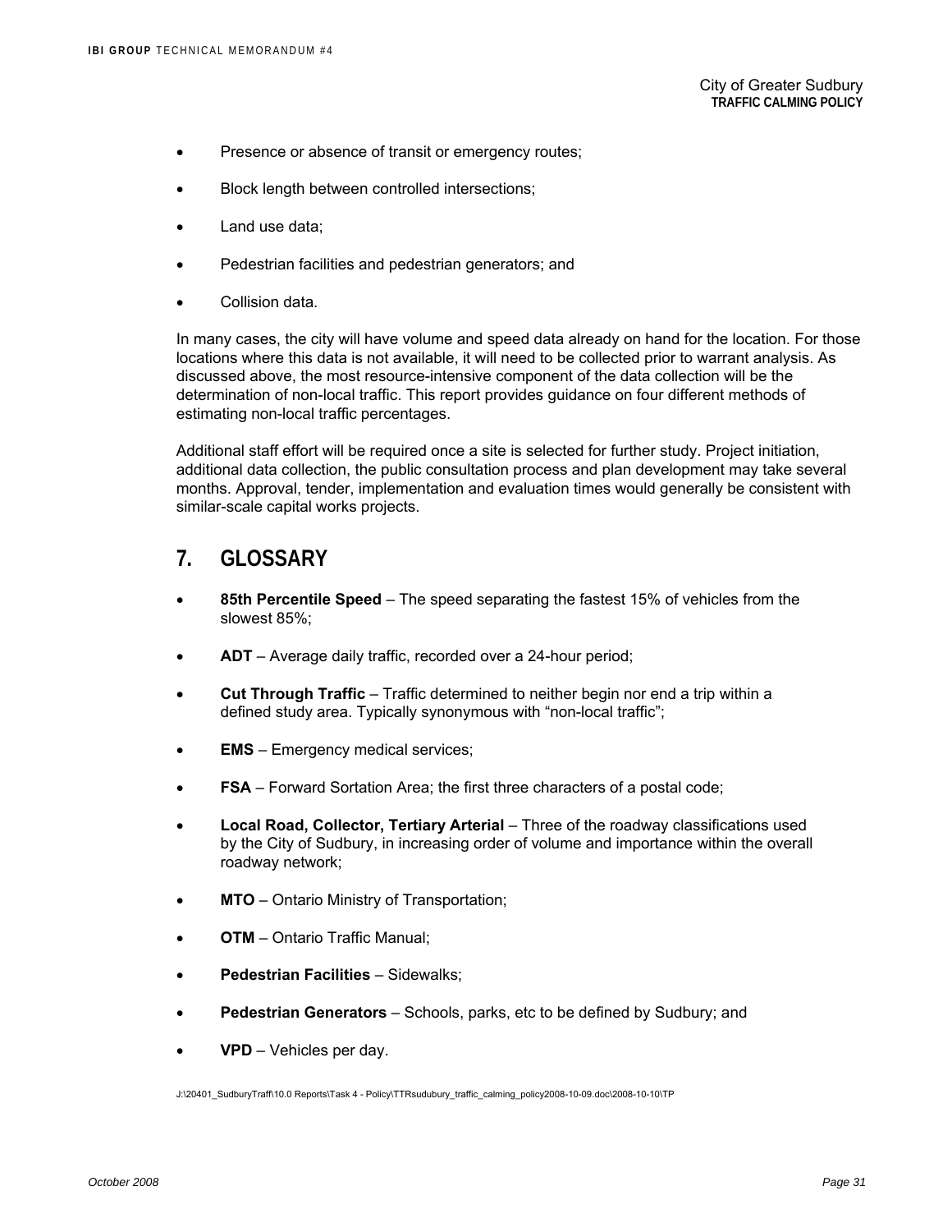- Presence or absence of transit or emergency routes;
- Block length between controlled intersections;
- Land use data;
- Pedestrian facilities and pedestrian generators; and
- Collision data.

In many cases, the city will have volume and speed data already on hand for the location. For those locations where this data is not available, it will need to be collected prior to warrant analysis. As discussed above, the most resource-intensive component of the data collection will be the determination of non-local traffic. This report provides guidance on four different methods of estimating non-local traffic percentages.

Additional staff effort will be required once a site is selected for further study. Project initiation, additional data collection, the public consultation process and plan development may take several months. Approval, tender, implementation and evaluation times would generally be consistent with similar-scale capital works projects.

## 7. GLOSSARY

- **85th Percentile Speed** – The speed separating the fastest 15% of vehicles from the slowest 85%;
- **ADT** – Average daily traffic, recorded over a 24-hour period;
- **Cut Through Traffic** – Traffic determined to neither begin nor end a trip within a defined study area. Typically synonymous with "non-local traffic";
- **EMS** – Emergency medical services;
- **FSA** – Forward Sortation Area; the first three characters of a postal code;
- **Local Road, Collector, Tertiary Arterial** – Three of the roadway classifications used by the City of Sudbury, in increasing order of volume and importance within the overall roadway network;
- **MTO** – Ontario Ministry of Transportation;
- **OTM** – Ontario Traffic Manual;
- **Pedestrian Facilities** – Sidewalks;
- **Pedestrian Generators** – Schools, parks, etc to be defined by Sudbury; and
- **VPD** – Vehicles per day.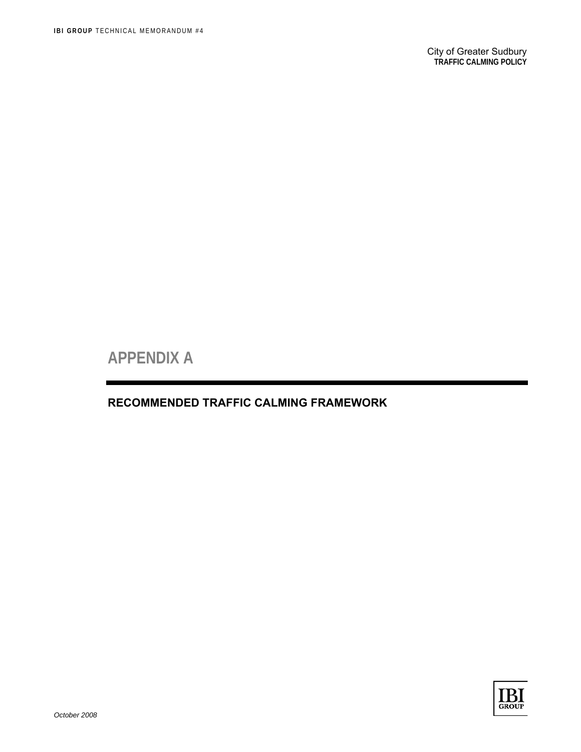# APPENDIX A

## RECOMMENDED TRAFFIC CALMING FRAMEWORK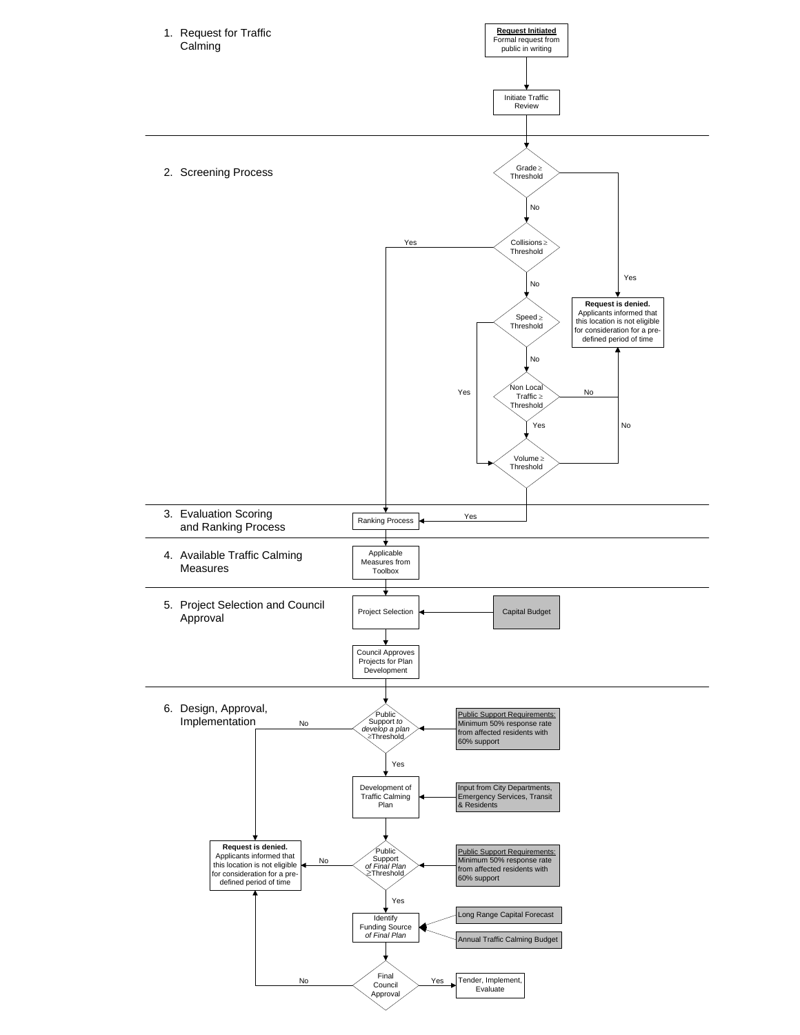1. Request for Traffic Calming

**Request Initiated**
Formal request from public in writing

Initiate Traffic Review

2. Screening Process

Grade ≥ Threshold — Yes: Request is denied. No: Collisions ≥ Threshold

Collisions ≥ Threshold — Yes: Ranking Process. No: Speed ≥ Threshold

Speed ≥ Threshold — Yes: Volume ≥ Threshold. No: Non Local Traffic ≥ Threshold

Non Local Traffic ≥ Threshold — Yes: Volume ≥ Threshold. No: Request is denied.

Volume ≥ Threshold — Yes: Ranking Process. No: Request is denied.

**Request is denied.** Applicants informed that this location is not eligible for consideration for a pre-defined period of time

3. Evaluation Scoring and Ranking Process

Ranking Process

4. Available Traffic Calming Measures

Applicable Measures from Toolbox

5. Project Selection and Council Approval

Project Selection ← Capital Budget

Council Approves Projects for Plan Development

6. Design, Approval, Implementation

Public Support *to develop a plan* ≥Threshold — No: Request is denied. Yes: Development of Traffic Calming Plan

Public Support Requirements: Minimum 50% response rate from affected residents with 60% support

Development of Traffic Calming Plan ← Input from City Departments, Emergency Services, Transit & Residents

Public Support *of Final Plan* ≥Threshold — No: Request is denied. Yes: Identify Funding Source *of Final Plan*

Public Support Requirements: Minimum 50% response rate from affected residents with 60% support

Identify Funding Source *of Final Plan* ← Long Range Capital Forecast; Annual Traffic Calming Budget

Final Council Approval — No: Request is denied. Yes: Tender, Implement, Evaluate

**Request is denied.** Applicants informed that this location is not eligible for consideration for a pre-defined period of time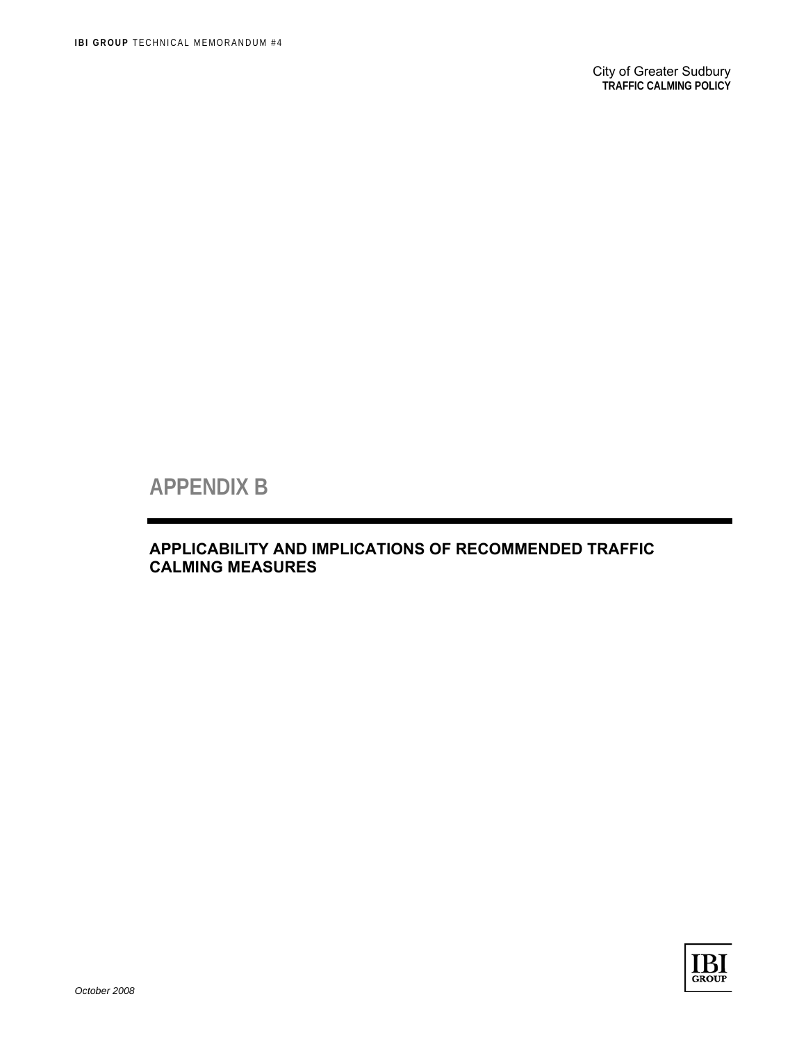# APPENDIX B

## APPLICABILITY AND IMPLICATIONS OF RECOMMENDED TRAFFIC CALMING MEASURES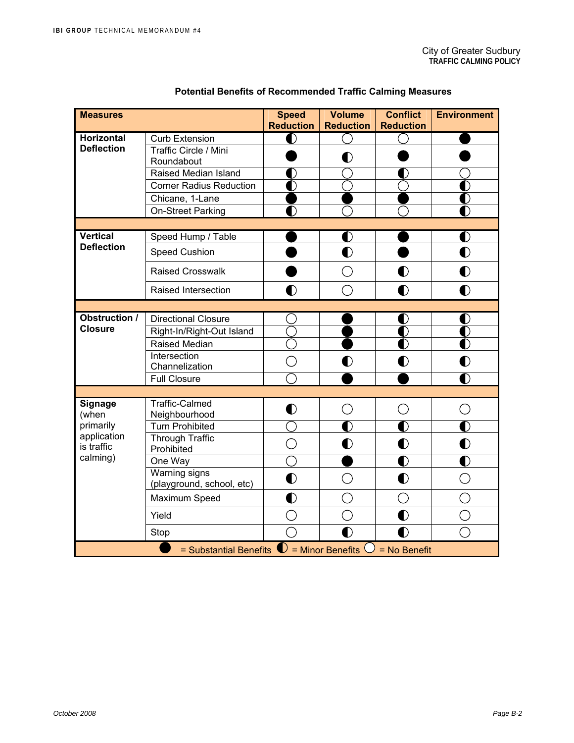## Potential Benefits of Recommended Traffic Calming Measures

| Measures | | Speed Reduction | Volume Reduction | Conflict Reduction | Environment |
|---|---|---|---|---|---|
| **Horizontal Deflection** | Curb Extension | ◐ | ○ | ○ | ● |
| | Traffic Circle / Mini Roundabout | ● | ◐ | ● | ● |
| | Raised Median Island | ◐ | ○ | ◐ | ○ |
| | Corner Radius Reduction | ◐ | ○ | ○ | ◐ |
| | Chicane, 1-Lane | ● | ● | ● | ◐ |
| | On-Street Parking | ◐ | ○ | ○ | ◐ |
| **Vertical Deflection** | Speed Hump / Table | ● | ◐ | ● | ◐ |
| | Speed Cushion | ● | ◐ | ● | ◐ |
| | Raised Crosswalk | ● | ○ | ◐ | ◐ |
| | Raised Intersection | ◐ | ○ | ◐ | ◐ |
| **Obstruction / Closure** | Directional Closure | ○ | ● | ◐ | ◐ |
| | Right-In/Right-Out Island | ○ | ● | ◐ | ◐ |
| | Raised Median | ○ | ● | ◐ | ◐ |
| | Intersection Channelization | ○ | ◐ | ◐ | ◐ |
| | Full Closure | ○ | ● | ● | ◐ |
| **Signage** (when primarily application is traffic calming) | Traffic-Calmed Neighbourhood | ◐ | ○ | ○ | ○ |
| | Turn Prohibited | ○ | ◐ | ◐ | ◐ |
| | Through Traffic Prohibited | ○ | ◐ | ◐ | ◐ |
| | One Way | ○ | ● | ◐ | ◐ |
| | Warning signs (playground, school, etc) | ◐ | ○ | ◐ | ○ |
| | Maximum Speed | ◐ | ○ | ○ | ○ |
| | Yield | ○ | ○ | ◐ | ○ |
| | Stop | ○ | ◐ | ◐ | ○ |

● = Substantial Benefits ◐ = Minor Benefits ○ = No Benefit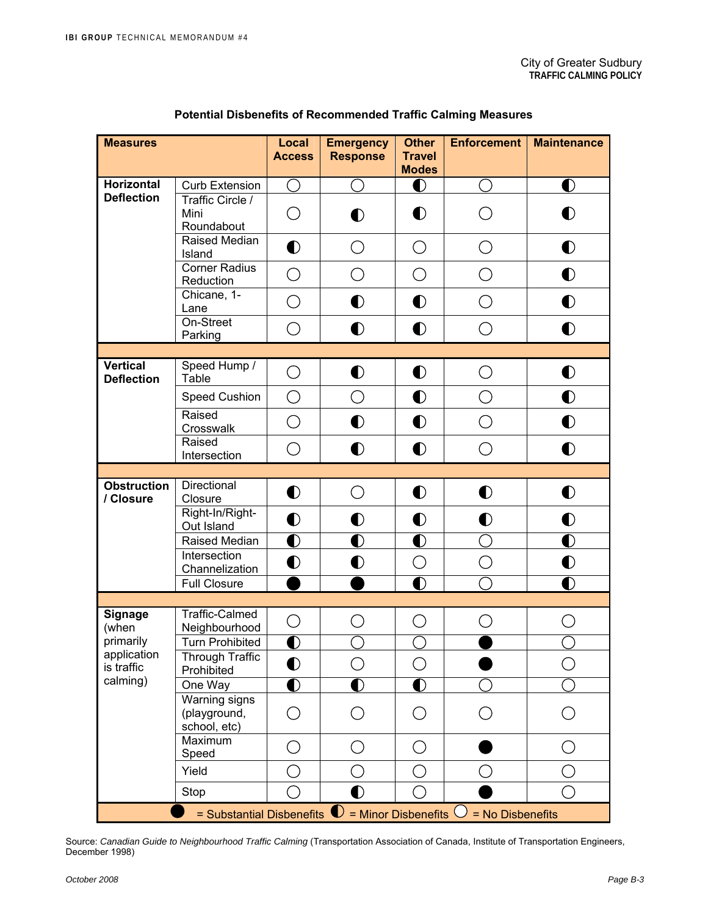## Potential Disbenefits of Recommended Traffic Calming Measures

| Measures | | Local Access | Emergency Response | Other Travel Modes | Enforcement | Maintenance |
|---|---|---|---|---|---|---|
| **Horizontal Deflection** | Curb Extension | ○ | ○ | ◐ | ○ | ◐ |
| | Traffic Circle / Mini Roundabout | ○ | ◐ | ◐ | ○ | ◐ |
| | Raised Median Island | ◐ | ○ | ○ | ○ | ◐ |
| | Corner Radius Reduction | ○ | ○ | ○ | ○ | ◐ |
| | Chicane, 1-Lane | ○ | ◐ | ◐ | ○ | ◐ |
| | On-Street Parking | ○ | ◐ | ◐ | ○ | ◐ |
| | | | | | | |
| **Vertical Deflection** | Speed Hump / Table | ○ | ◐ | ◐ | ○ | ◐ |
| | Speed Cushion | ○ | ○ | ◐ | ○ | ◐ |
| | Raised Crosswalk | ○ | ◐ | ◐ | ○ | ◐ |
| | Raised Intersection | ○ | ◐ | ◐ | ○ | ◐ |
| | | | | | | |
| **Obstruction / Closure** | Directional Closure | ◐ | ○ | ◐ | ◐ | ◐ |
| | Right-In/Right-Out Island | ◐ | ◐ | ◐ | ◐ | ◐ |
| | Raised Median | ◐ | ◐ | ◐ | ○ | ◐ |
| | Intersection Channelization | ◐ | ◐ | ○ | ○ | ◐ |
| | Full Closure | ● | ● | ◐ | ○ | ◐ |
| | | | | | | |
| **Signage** (when primarily application is traffic calming) | Traffic-Calmed Neighbourhood | ○ | ○ | ○ | ○ | ○ |
| | Turn Prohibited | ◐ | ○ | ○ | ● | ○ |
| | Through Traffic Prohibited | ◐ | ○ | ○ | ● | ○ |
| | One Way | ◐ | ◐ | ◐ | ○ | ○ |
| | Warning signs (playground, school, etc) | ○ | ○ | ○ | ○ | ○ |
| | Maximum Speed | ○ | ○ | ○ | ● | ○ |
| | Yield | ○ | ○ | ○ | ○ | ○ |
| | Stop | ○ | ◐ | ○ | ● | ○ |

● = Substantial Disbenefits ◐ = Minor Disbenefits ○ = No Disbenefits

Source: *Canadian Guide to Neighbourhood Traffic Calming* (Transportation Association of Canada, Institute of Transportation Engineers, December 1998)